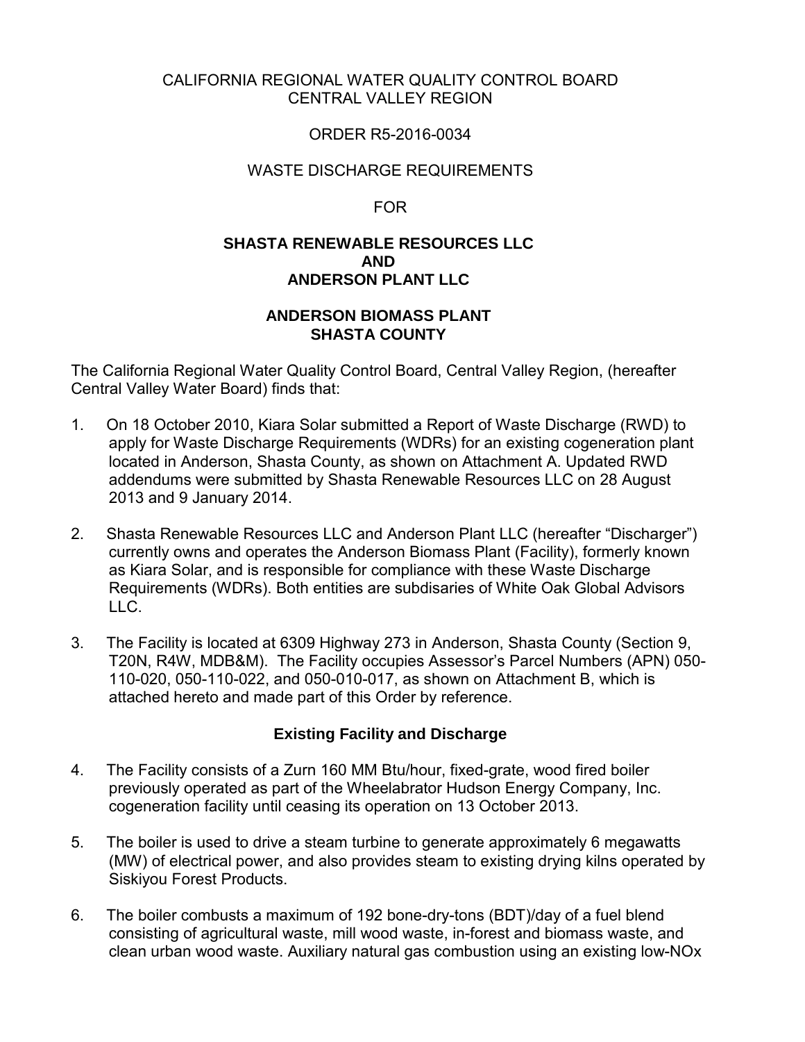CALIFORNIA REGIONAL WATER QUALITY CONTROL BOARD
CENTRAL VALLEY REGION

ORDER R5-2016-0034

WASTE DISCHARGE REQUIREMENTS

FOR

**SHASTA RENEWABLE RESOURCES LLC**
**AND**
**ANDERSON PLANT LLC**

**ANDERSON BIOMASS PLANT**
**SHASTA COUNTY**

The California Regional Water Quality Control Board, Central Valley Region, (hereafter Central Valley Water Board) finds that:

1. On 18 October 2010, Kiara Solar submitted a Report of Waste Discharge (RWD) to apply for Waste Discharge Requirements (WDRs) for an existing cogeneration plant located in Anderson, Shasta County, as shown on Attachment A. Updated RWD addendums were submitted by Shasta Renewable Resources LLC on 28 August 2013 and 9 January 2014.

2. Shasta Renewable Resources LLC and Anderson Plant LLC (hereafter "Discharger") currently owns and operates the Anderson Biomass Plant (Facility), formerly known as Kiara Solar, and is responsible for compliance with these Waste Discharge Requirements (WDRs). Both entities are subdisaries of White Oak Global Advisors LLC.

3. The Facility is located at 6309 Highway 273 in Anderson, Shasta County (Section 9, T20N, R4W, MDB&M). The Facility occupies Assessor's Parcel Numbers (APN) 050-110-020, 050-110-022, and 050-010-017, as shown on Attachment B, which is attached hereto and made part of this Order by reference.

## Existing Facility and Discharge

4. The Facility consists of a Zurn 160 MM Btu/hour, fixed-grate, wood fired boiler previously operated as part of the Wheelabrator Hudson Energy Company, Inc. cogeneration facility until ceasing its operation on 13 October 2013.

5. The boiler is used to drive a steam turbine to generate approximately 6 megawatts (MW) of electrical power, and also provides steam to existing drying kilns operated by Siskiyou Forest Products.

6. The boiler combusts a maximum of 192 bone-dry-tons (BDT)/day of a fuel blend consisting of agricultural waste, mill wood waste, in-forest and biomass waste, and clean urban wood waste. Auxiliary natural gas combustion using an existing low-NOx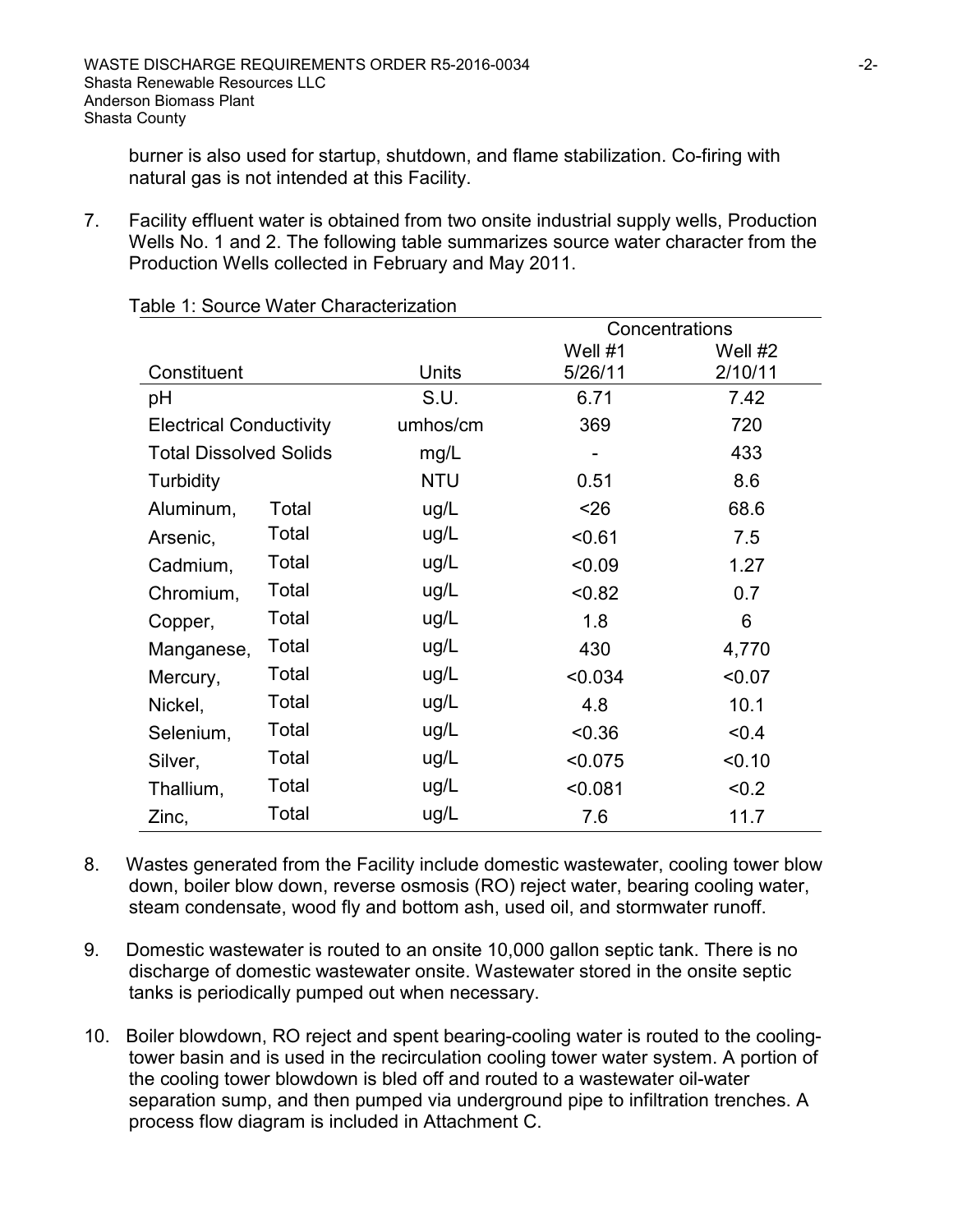burner is also used for startup, shutdown, and flame stabilization. Co-firing with natural gas is not intended at this Facility.

7. Facility effluent water is obtained from two onsite industrial supply wells, Production Wells No. 1 and 2. The following table summarizes source water character from the Production Wells collected in February and May 2011.

Table 1: Source Water Characterization

| Constituent | | Units | Concentrations | |
|---|---|---|---|---|
| | | | Well #1 5/26/11 | Well #2 2/10/11 |
| pH | | S.U. | 6.71 | 7.42 |
| Electrical Conductivity | | umhos/cm | 369 | 720 |
| Total Dissolved Solids | | mg/L | - | 433 |
| Turbidity | | NTU | 0.51 | 8.6 |
| Aluminum, | Total | ug/L | <26 | 68.6 |
| Arsenic, | Total | ug/L | <0.61 | 7.5 |
| Cadmium, | Total | ug/L | <0.09 | 1.27 |
| Chromium, | Total | ug/L | <0.82 | 0.7 |
| Copper, | Total | ug/L | 1.8 | 6 |
| Manganese, | Total | ug/L | 430 | 4,770 |
| Mercury, | Total | ug/L | <0.034 | <0.07 |
| Nickel, | Total | ug/L | 4.8 | 10.1 |
| Selenium, | Total | ug/L | <0.36 | <0.4 |
| Silver, | Total | ug/L | <0.075 | <0.10 |
| Thallium, | Total | ug/L | <0.081 | <0.2 |
| Zinc, | Total | ug/L | 7.6 | 11.7 |

8. Wastes generated from the Facility include domestic wastewater, cooling tower blow down, boiler blow down, reverse osmosis (RO) reject water, bearing cooling water, steam condensate, wood fly and bottom ash, used oil, and stormwater runoff.

9. Domestic wastewater is routed to an onsite 10,000 gallon septic tank. There is no discharge of domestic wastewater onsite. Wastewater stored in the onsite septic tanks is periodically pumped out when necessary.

10. Boiler blowdown, RO reject and spent bearing-cooling water is routed to the cooling-tower basin and is used in the recirculation cooling tower water system. A portion of the cooling tower blowdown is bled off and routed to a wastewater oil-water separation sump, and then pumped via underground pipe to infiltration trenches. A process flow diagram is included in Attachment C.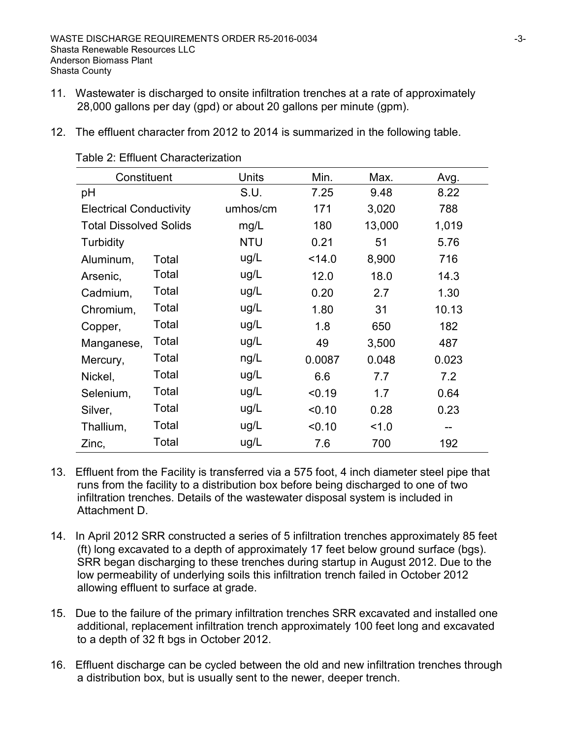11. Wastewater is discharged to onsite infiltration trenches at a rate of approximately 28,000 gallons per day (gpd) or about 20 gallons per minute (gpm).

12. The effluent character from 2012 to 2014 is summarized in the following table.

Table 2: Effluent Characterization

| Constituent | | Units | Min. | Max. | Avg. |
|---|---|---|---|---|---|
| pH | | S.U. | 7.25 | 9.48 | 8.22 |
| Electrical Conductivity | | umhos/cm | 171 | 3,020 | 788 |
| Total Dissolved Solids | | mg/L | 180 | 13,000 | 1,019 |
| Turbidity | | NTU | 0.21 | 51 | 5.76 |
| Aluminum, | Total | ug/L | <14.0 | 8,900 | 716 |
| Arsenic, | Total | ug/L | 12.0 | 18.0 | 14.3 |
| Cadmium, | Total | ug/L | 0.20 | 2.7 | 1.30 |
| Chromium, | Total | ug/L | 1.80 | 31 | 10.13 |
| Copper, | Total | ug/L | 1.8 | 650 | 182 |
| Manganese, | Total | ug/L | 49 | 3,500 | 487 |
| Mercury, | Total | ng/L | 0.0087 | 0.048 | 0.023 |
| Nickel, | Total | ug/L | 6.6 | 7.7 | 7.2 |
| Selenium, | Total | ug/L | <0.19 | 1.7 | 0.64 |
| Silver, | Total | ug/L | <0.10 | 0.28 | 0.23 |
| Thallium, | Total | ug/L | <0.10 | <1.0 | -- |
| Zinc, | Total | ug/L | 7.6 | 700 | 192 |

13. Effluent from the Facility is transferred via a 575 foot, 4 inch diameter steel pipe that runs from the facility to a distribution box before being discharged to one of two infiltration trenches. Details of the wastewater disposal system is included in Attachment D.

14. In April 2012 SRR constructed a series of 5 infiltration trenches approximately 85 feet (ft) long excavated to a depth of approximately 17 feet below ground surface (bgs). SRR began discharging to these trenches during startup in August 2012. Due to the low permeability of underlying soils this infiltration trench failed in October 2012 allowing effluent to surface at grade.

15. Due to the failure of the primary infiltration trenches SRR excavated and installed one additional, replacement infiltration trench approximately 100 feet long and excavated to a depth of 32 ft bgs in October 2012.

16. Effluent discharge can be cycled between the old and new infiltration trenches through a distribution box, but is usually sent to the newer, deeper trench.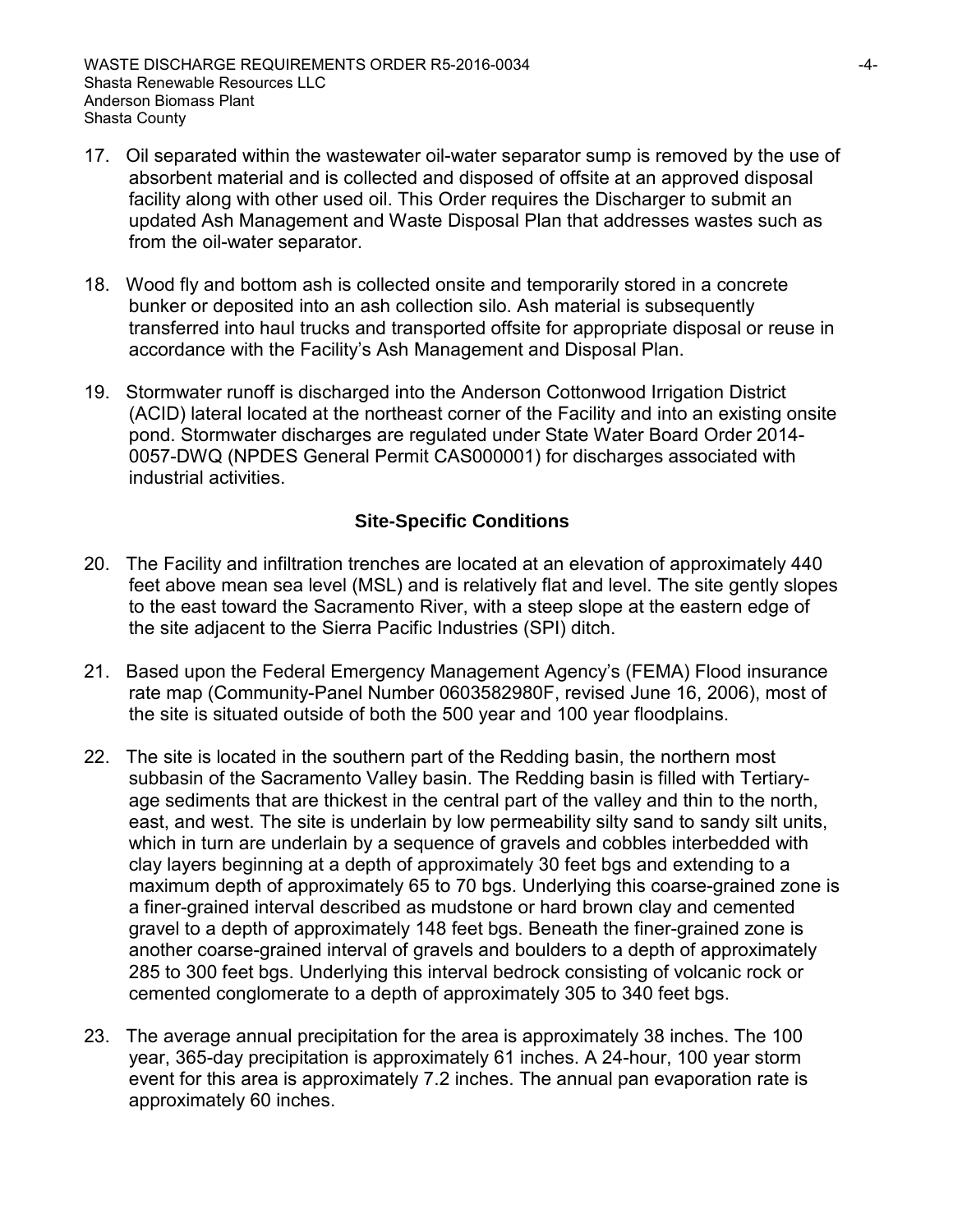17. Oil separated within the wastewater oil-water separator sump is removed by the use of absorbent material and is collected and disposed of offsite at an approved disposal facility along with other used oil. This Order requires the Discharger to submit an updated Ash Management and Waste Disposal Plan that addresses wastes such as from the oil-water separator.

18. Wood fly and bottom ash is collected onsite and temporarily stored in a concrete bunker or deposited into an ash collection silo. Ash material is subsequently transferred into haul trucks and transported offsite for appropriate disposal or reuse in accordance with the Facility's Ash Management and Disposal Plan.

19. Stormwater runoff is discharged into the Anderson Cottonwood Irrigation District (ACID) lateral located at the northeast corner of the Facility and into an existing onsite pond. Stormwater discharges are regulated under State Water Board Order 2014-0057-DWQ (NPDES General Permit CAS000001) for discharges associated with industrial activities.

## Site-Specific Conditions

20. The Facility and infiltration trenches are located at an elevation of approximately 440 feet above mean sea level (MSL) and is relatively flat and level. The site gently slopes to the east toward the Sacramento River, with a steep slope at the eastern edge of the site adjacent to the Sierra Pacific Industries (SPI) ditch.

21. Based upon the Federal Emergency Management Agency's (FEMA) Flood insurance rate map (Community-Panel Number 0603582980F, revised June 16, 2006), most of the site is situated outside of both the 500 year and 100 year floodplains.

22. The site is located in the southern part of the Redding basin, the northern most subbasin of the Sacramento Valley basin. The Redding basin is filled with Tertiary-age sediments that are thickest in the central part of the valley and thin to the north, east, and west. The site is underlain by low permeability silty sand to sandy silt units, which in turn are underlain by a sequence of gravels and cobbles interbedded with clay layers beginning at a depth of approximately 30 feet bgs and extending to a maximum depth of approximately 65 to 70 bgs. Underlying this coarse-grained zone is a finer-grained interval described as mudstone or hard brown clay and cemented gravel to a depth of approximately 148 feet bgs. Beneath the finer-grained zone is another coarse-grained interval of gravels and boulders to a depth of approximately 285 to 300 feet bgs. Underlying this interval bedrock consisting of volcanic rock or cemented conglomerate to a depth of approximately 305 to 340 feet bgs.

23. The average annual precipitation for the area is approximately 38 inches. The 100 year, 365-day precipitation is approximately 61 inches. A 24-hour, 100 year storm event for this area is approximately 7.2 inches. The annual pan evaporation rate is approximately 60 inches.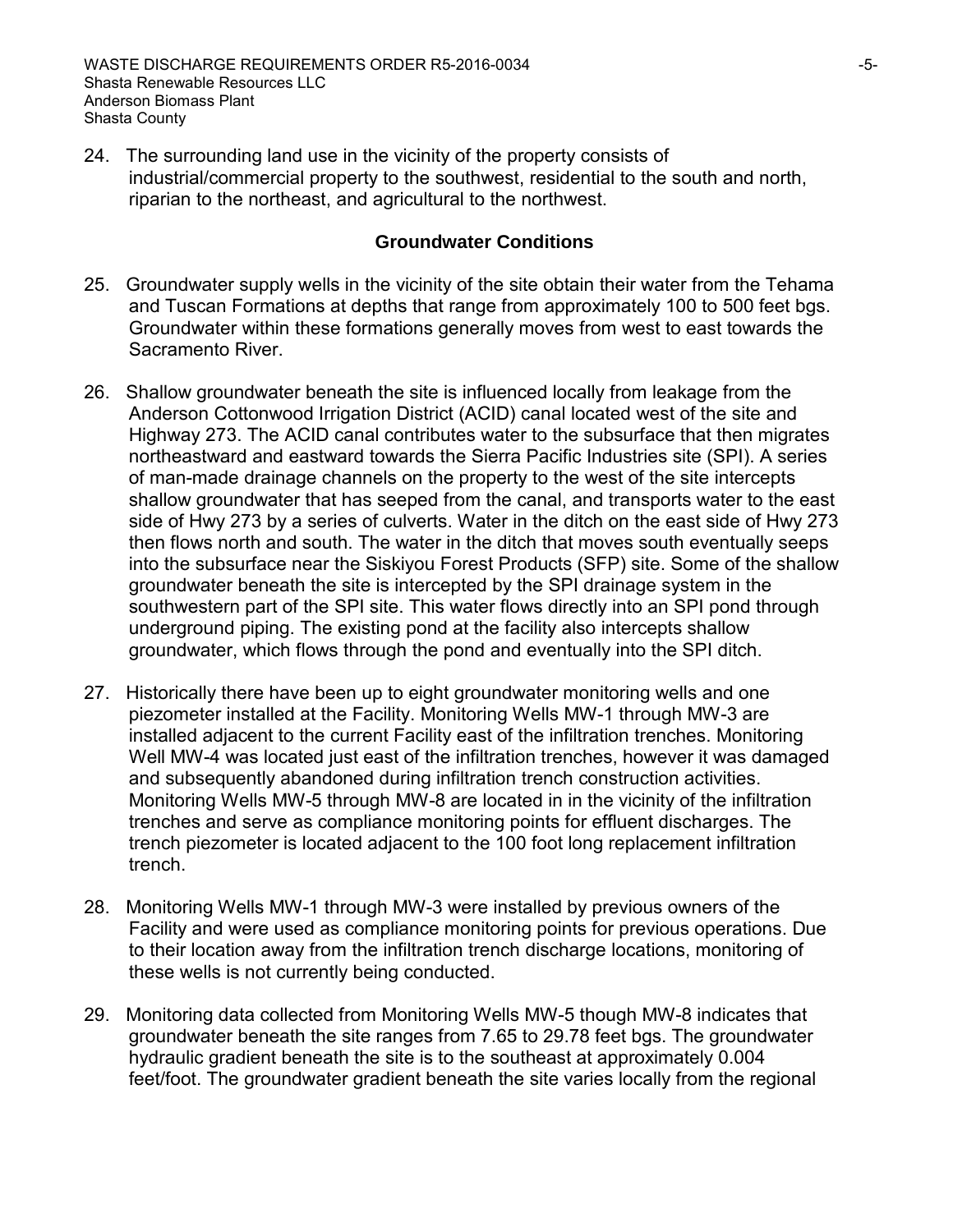24. The surrounding land use in the vicinity of the property consists of industrial/commercial property to the southwest, residential to the south and north, riparian to the northeast, and agricultural to the northwest.

## Groundwater Conditions

25. Groundwater supply wells in the vicinity of the site obtain their water from the Tehama and Tuscan Formations at depths that range from approximately 100 to 500 feet bgs. Groundwater within these formations generally moves from west to east towards the Sacramento River.

26. Shallow groundwater beneath the site is influenced locally from leakage from the Anderson Cottonwood Irrigation District (ACID) canal located west of the site and Highway 273. The ACID canal contributes water to the subsurface that then migrates northeastward and eastward towards the Sierra Pacific Industries site (SPI). A series of man-made drainage channels on the property to the west of the site intercepts shallow groundwater that has seeped from the canal, and transports water to the east side of Hwy 273 by a series of culverts. Water in the ditch on the east side of Hwy 273 then flows north and south. The water in the ditch that moves south eventually seeps into the subsurface near the Siskiyou Forest Products (SFP) site. Some of the shallow groundwater beneath the site is intercepted by the SPI drainage system in the southwestern part of the SPI site. This water flows directly into an SPI pond through underground piping. The existing pond at the facility also intercepts shallow groundwater, which flows through the pond and eventually into the SPI ditch.

27. Historically there have been up to eight groundwater monitoring wells and one piezometer installed at the Facility. Monitoring Wells MW-1 through MW-3 are installed adjacent to the current Facility east of the infiltration trenches. Monitoring Well MW-4 was located just east of the infiltration trenches, however it was damaged and subsequently abandoned during infiltration trench construction activities. Monitoring Wells MW-5 through MW-8 are located in in the vicinity of the infiltration trenches and serve as compliance monitoring points for effluent discharges. The trench piezometer is located adjacent to the 100 foot long replacement infiltration trench.

28. Monitoring Wells MW-1 through MW-3 were installed by previous owners of the Facility and were used as compliance monitoring points for previous operations. Due to their location away from the infiltration trench discharge locations, monitoring of these wells is not currently being conducted.

29. Monitoring data collected from Monitoring Wells MW-5 though MW-8 indicates that groundwater beneath the site ranges from 7.65 to 29.78 feet bgs. The groundwater hydraulic gradient beneath the site is to the southeast at approximately 0.004 feet/foot. The groundwater gradient beneath the site varies locally from the regional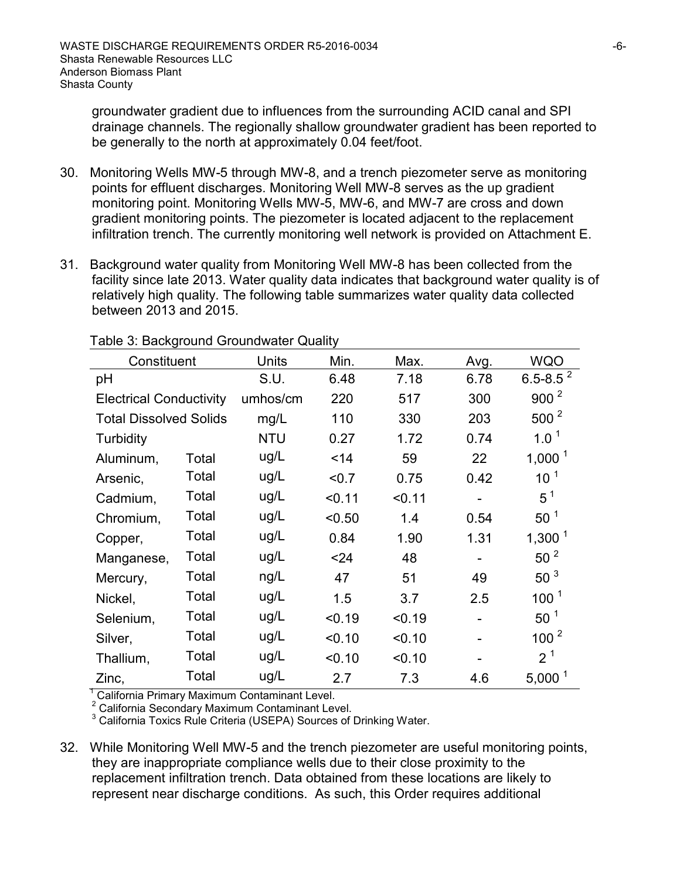groundwater gradient due to influences from the surrounding ACID canal and SPI drainage channels. The regionally shallow groundwater gradient has been reported to be generally to the north at approximately 0.04 feet/foot.

30. Monitoring Wells MW-5 through MW-8, and a trench piezometer serve as monitoring points for effluent discharges. Monitoring Well MW-8 serves as the up gradient monitoring point. Monitoring Wells MW-5, MW-6, and MW-7 are cross and down gradient monitoring points. The piezometer is located adjacent to the replacement infiltration trench. The currently monitoring well network is provided on Attachment E.

31. Background water quality from Monitoring Well MW-8 has been collected from the facility since late 2013. Water quality data indicates that background water quality is of relatively high quality. The following table summarizes water quality data collected between 2013 and 2015.

Table 3: Background Groundwater Quality

| Constituent | | Units | Min. | Max. | Avg. | WQO |
|---|---|---|---|---|---|---|
| pH | | S.U. | 6.48 | 7.18 | 6.78 | 6.5-8.5 [2] |
| Electrical Conductivity | | umhos/cm | 220 | 517 | 300 | 900 [2] |
| Total Dissolved Solids | | mg/L | 110 | 330 | 203 | 500 [2] |
| Turbidity | | NTU | 0.27 | 1.72 | 0.74 | 1.0 [1] |
| Aluminum, | Total | ug/L | <14 | 59 | 22 | 1,000 [1] |
| Arsenic, | Total | ug/L | <0.7 | 0.75 | 0.42 | 10 [1] |
| Cadmium, | Total | ug/L | <0.11 | <0.11 | - | 5 [1] |
| Chromium, | Total | ug/L | <0.50 | 1.4 | 0.54 | 50 [1] |
| Copper, | Total | ug/L | 0.84 | 1.90 | 1.31 | 1,300 [1] |
| Manganese, | Total | ug/L | <24 | 48 | - | 50 [2] |
| Mercury, | Total | ng/L | 47 | 51 | 49 | 50 [3] |
| Nickel, | Total | ug/L | 1.5 | 3.7 | 2.5 | 100 [1] |
| Selenium, | Total | ug/L | <0.19 | <0.19 | - | 50 [1] |
| Silver, | Total | ug/L | <0.10 | <0.10 | - | 100 [2] |
| Thallium, | Total | ug/L | <0.10 | <0.10 | - | 2 [1] |
| Zinc, | Total | ug/L | 2.7 | 7.3 | 4.6 | 5,000 [1] |

[1] California Primary Maximum Contaminant Level.
[2] California Secondary Maximum Contaminant Level.
[3] California Toxics Rule Criteria (USEPA) Sources of Drinking Water.

32. While Monitoring Well MW-5 and the trench piezometer are useful monitoring points, they are inappropriate compliance wells due to their close proximity to the replacement infiltration trench. Data obtained from these locations are likely to represent near discharge conditions. As such, this Order requires additional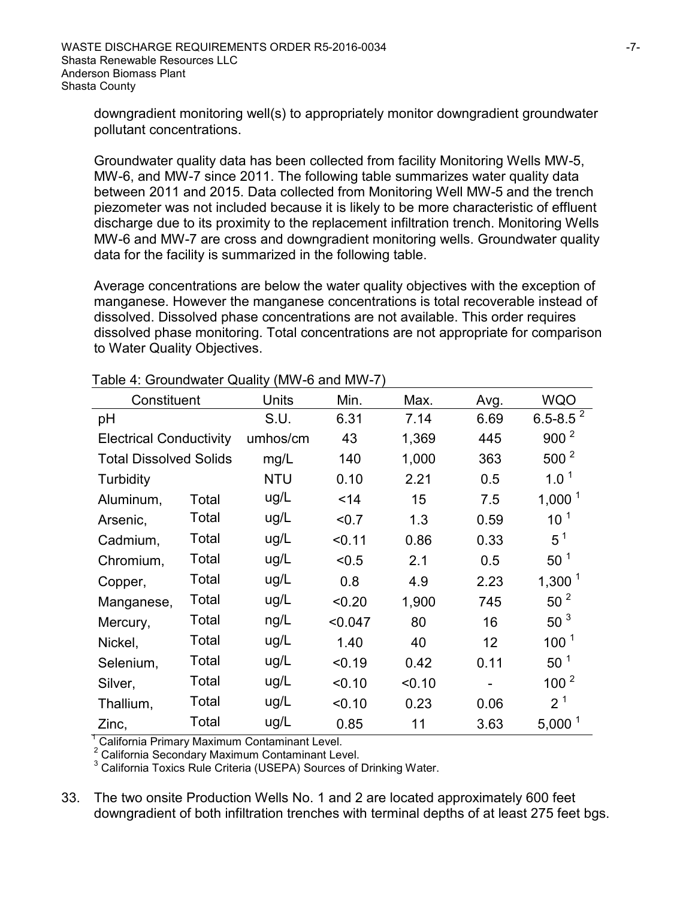downgradient monitoring well(s) to appropriately monitor downgradient groundwater pollutant concentrations.

Groundwater quality data has been collected from facility Monitoring Wells MW-5, MW-6, and MW-7 since 2011. The following table summarizes water quality data between 2011 and 2015. Data collected from Monitoring Well MW-5 and the trench piezometer was not included because it is likely to be more characteristic of effluent discharge due to its proximity to the replacement infiltration trench. Monitoring Wells MW-6 and MW-7 are cross and downgradient monitoring wells. Groundwater quality data for the facility is summarized in the following table.

Average concentrations are below the water quality objectives with the exception of manganese. However the manganese concentrations is total recoverable instead of dissolved. Dissolved phase concentrations are not available. This order requires dissolved phase monitoring. Total concentrations are not appropriate for comparison to Water Quality Objectives.

Table 4: Groundwater Quality (MW-6 and MW-7)

| Constituent | | Units | Min. | Max. | Avg. | WQO |
|---|---|---|---|---|---|---|
| pH | | S.U. | 6.31 | 7.14 | 6.69 | 6.5-8.5 [2] |
| Electrical Conductivity | | umhos/cm | 43 | 1,369 | 445 | 900 [2] |
| Total Dissolved Solids | | mg/L | 140 | 1,000 | 363 | 500 [2] |
| Turbidity | | NTU | 0.10 | 2.21 | 0.5 | 1.0 [1] |
| Aluminum, | Total | ug/L | <14 | 15 | 7.5 | 1,000 [1] |
| Arsenic, | Total | ug/L | <0.7 | 1.3 | 0.59 | 10 [1] |
| Cadmium, | Total | ug/L | <0.11 | 0.86 | 0.33 | 5 [1] |
| Chromium, | Total | ug/L | <0.5 | 2.1 | 0.5 | 50 [1] |
| Copper, | Total | ug/L | 0.8 | 4.9 | 2.23 | 1,300 [1] |
| Manganese, | Total | ug/L | <0.20 | 1,900 | 745 | 50 [2] |
| Mercury, | Total | ng/L | <0.047 | 80 | 16 | 50 [3] |
| Nickel, | Total | ug/L | 1.40 | 40 | 12 | 100 [1] |
| Selenium, | Total | ug/L | <0.19 | 0.42 | 0.11 | 50 [1] |
| Silver, | Total | ug/L | <0.10 | <0.10 | - | 100 [2] |
| Thallium, | Total | ug/L | <0.10 | 0.23 | 0.06 | 2 [1] |
| Zinc, | Total | ug/L | 0.85 | 11 | 3.63 | 5,000 [1] |

[1] California Primary Maximum Contaminant Level.
[2] California Secondary Maximum Contaminant Level.
[3] California Toxics Rule Criteria (USEPA) Sources of Drinking Water.

33. The two onsite Production Wells No. 1 and 2 are located approximately 600 feet downgradient of both infiltration trenches with terminal depths of at least 275 feet bgs.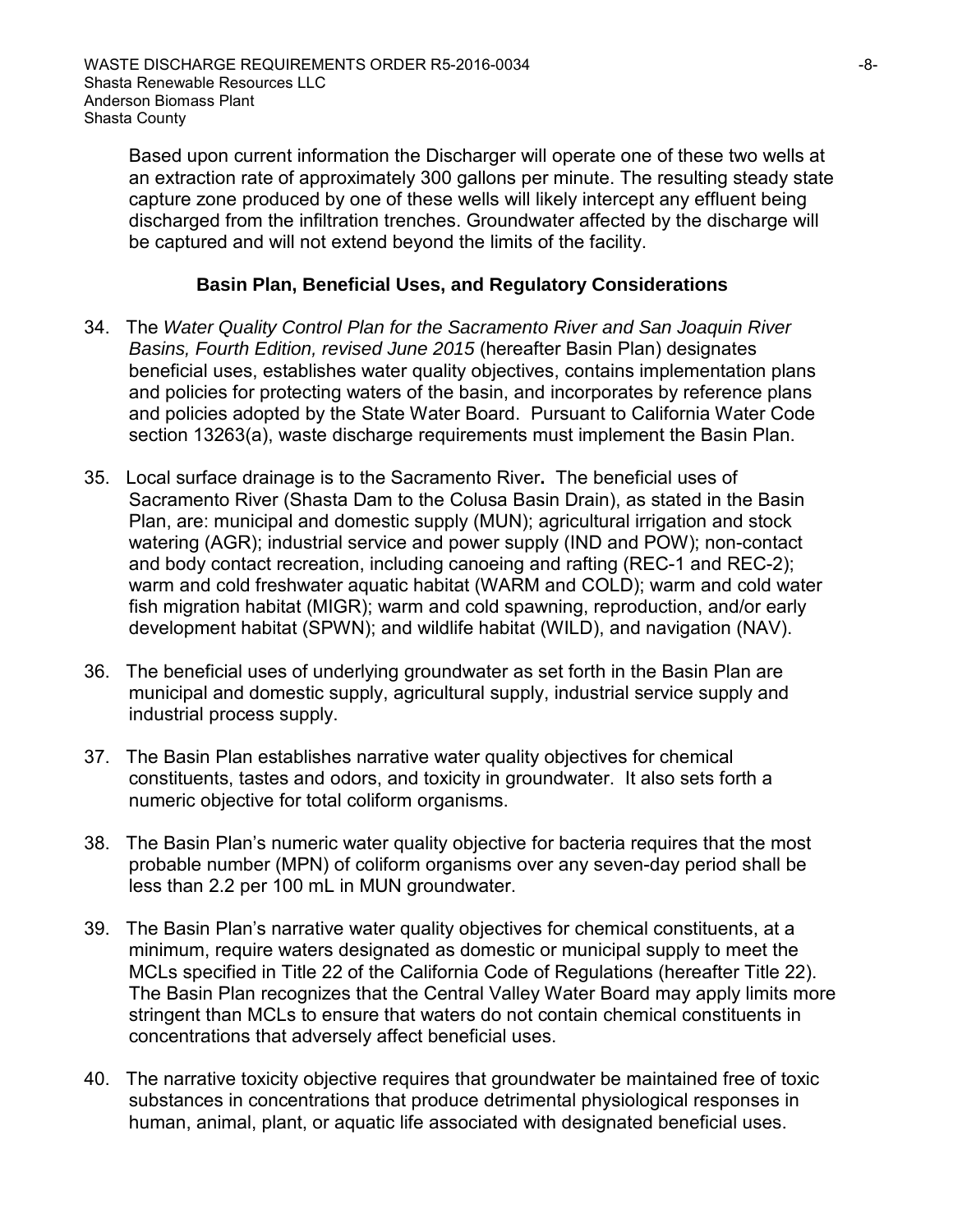Based upon current information the Discharger will operate one of these two wells at an extraction rate of approximately 300 gallons per minute. The resulting steady state capture zone produced by one of these wells will likely intercept any effluent being discharged from the infiltration trenches. Groundwater affected by the discharge will be captured and will not extend beyond the limits of the facility.

## Basin Plan, Beneficial Uses, and Regulatory Considerations

34. The *Water Quality Control Plan for the Sacramento River and San Joaquin River Basins, Fourth Edition, revised June 2015* (hereafter Basin Plan) designates beneficial uses, establishes water quality objectives, contains implementation plans and policies for protecting waters of the basin, and incorporates by reference plans and policies adopted by the State Water Board. Pursuant to California Water Code section 13263(a), waste discharge requirements must implement the Basin Plan.

35. Local surface drainage is to the Sacramento River**.** The beneficial uses of Sacramento River (Shasta Dam to the Colusa Basin Drain), as stated in the Basin Plan, are: municipal and domestic supply (MUN); agricultural irrigation and stock watering (AGR); industrial service and power supply (IND and POW); non-contact and body contact recreation, including canoeing and rafting (REC-1 and REC-2); warm and cold freshwater aquatic habitat (WARM and COLD); warm and cold water fish migration habitat (MIGR); warm and cold spawning, reproduction, and/or early development habitat (SPWN); and wildlife habitat (WILD), and navigation (NAV).

36. The beneficial uses of underlying groundwater as set forth in the Basin Plan are municipal and domestic supply, agricultural supply, industrial service supply and industrial process supply.

37. The Basin Plan establishes narrative water quality objectives for chemical constituents, tastes and odors, and toxicity in groundwater. It also sets forth a numeric objective for total coliform organisms.

38. The Basin Plan's numeric water quality objective for bacteria requires that the most probable number (MPN) of coliform organisms over any seven-day period shall be less than 2.2 per 100 mL in MUN groundwater.

39. The Basin Plan's narrative water quality objectives for chemical constituents, at a minimum, require waters designated as domestic or municipal supply to meet the MCLs specified in Title 22 of the California Code of Regulations (hereafter Title 22). The Basin Plan recognizes that the Central Valley Water Board may apply limits more stringent than MCLs to ensure that waters do not contain chemical constituents in concentrations that adversely affect beneficial uses.

40. The narrative toxicity objective requires that groundwater be maintained free of toxic substances in concentrations that produce detrimental physiological responses in human, animal, plant, or aquatic life associated with designated beneficial uses.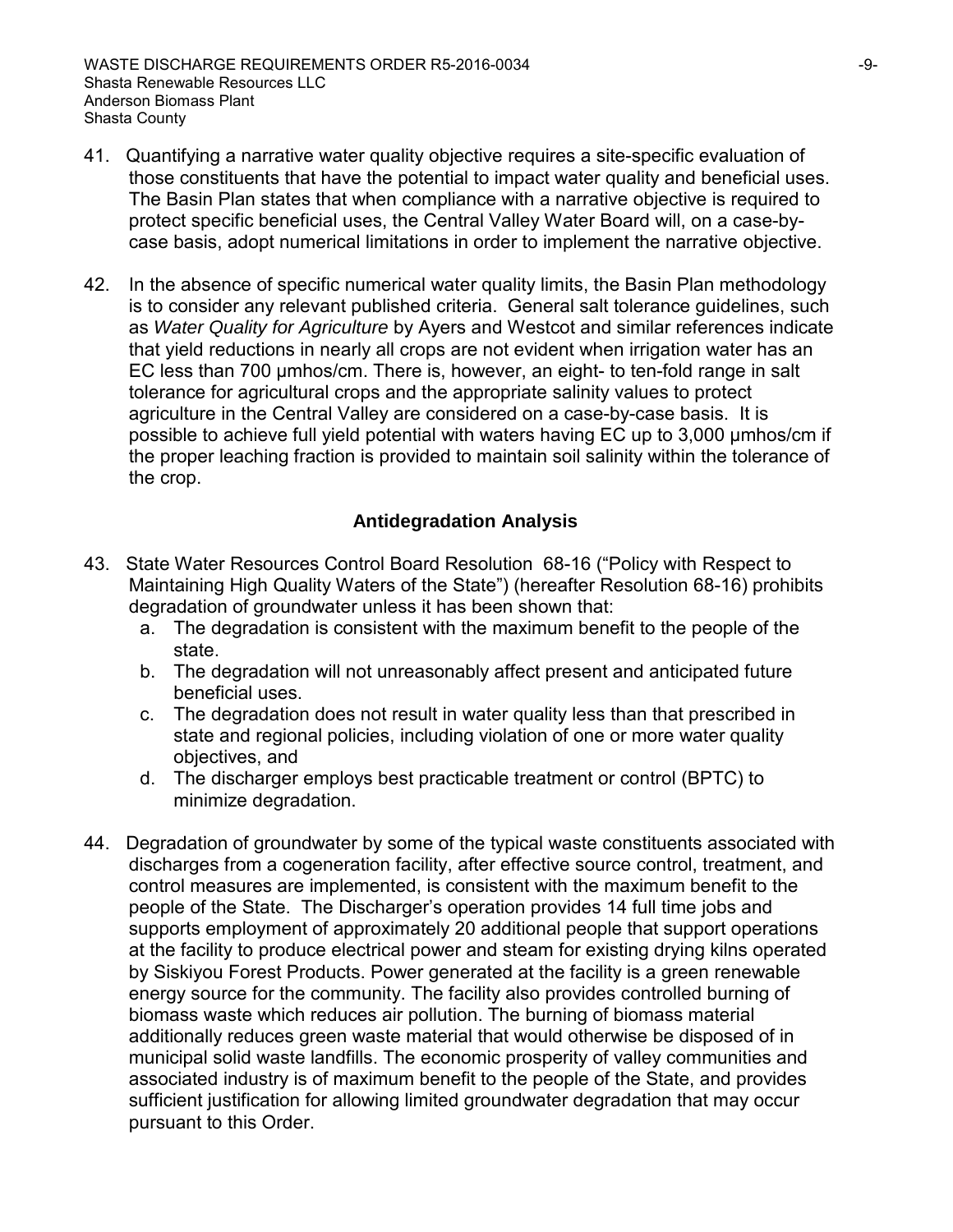41. Quantifying a narrative water quality objective requires a site-specific evaluation of those constituents that have the potential to impact water quality and beneficial uses. The Basin Plan states that when compliance with a narrative objective is required to protect specific beneficial uses, the Central Valley Water Board will, on a case-by-case basis, adopt numerical limitations in order to implement the narrative objective.

42. In the absence of specific numerical water quality limits, the Basin Plan methodology is to consider any relevant published criteria. General salt tolerance guidelines, such as *Water Quality for Agriculture* by Ayers and Westcot and similar references indicate that yield reductions in nearly all crops are not evident when irrigation water has an EC less than 700 µmhos/cm. There is, however, an eight- to ten-fold range in salt tolerance for agricultural crops and the appropriate salinity values to protect agriculture in the Central Valley are considered on a case-by-case basis. It is possible to achieve full yield potential with waters having EC up to 3,000 µmhos/cm if the proper leaching fraction is provided to maintain soil salinity within the tolerance of the crop.

### Antidegradation Analysis

43. State Water Resources Control Board Resolution 68-16 ("Policy with Respect to Maintaining High Quality Waters of the State") (hereafter Resolution 68-16) prohibits degradation of groundwater unless it has been shown that:
    a. The degradation is consistent with the maximum benefit to the people of the state.
    b. The degradation will not unreasonably affect present and anticipated future beneficial uses.
    c. The degradation does not result in water quality less than that prescribed in state and regional policies, including violation of one or more water quality objectives, and
    d. The discharger employs best practicable treatment or control (BPTC) to minimize degradation.

44. Degradation of groundwater by some of the typical waste constituents associated with discharges from a cogeneration facility, after effective source control, treatment, and control measures are implemented, is consistent with the maximum benefit to the people of the State. The Discharger's operation provides 14 full time jobs and supports employment of approximately 20 additional people that support operations at the facility to produce electrical power and steam for existing drying kilns operated by Siskiyou Forest Products. Power generated at the facility is a green renewable energy source for the community. The facility also provides controlled burning of biomass waste which reduces air pollution. The burning of biomass material additionally reduces green waste material that would otherwise be disposed of in municipal solid waste landfills. The economic prosperity of valley communities and associated industry is of maximum benefit to the people of the State, and provides sufficient justification for allowing limited groundwater degradation that may occur pursuant to this Order.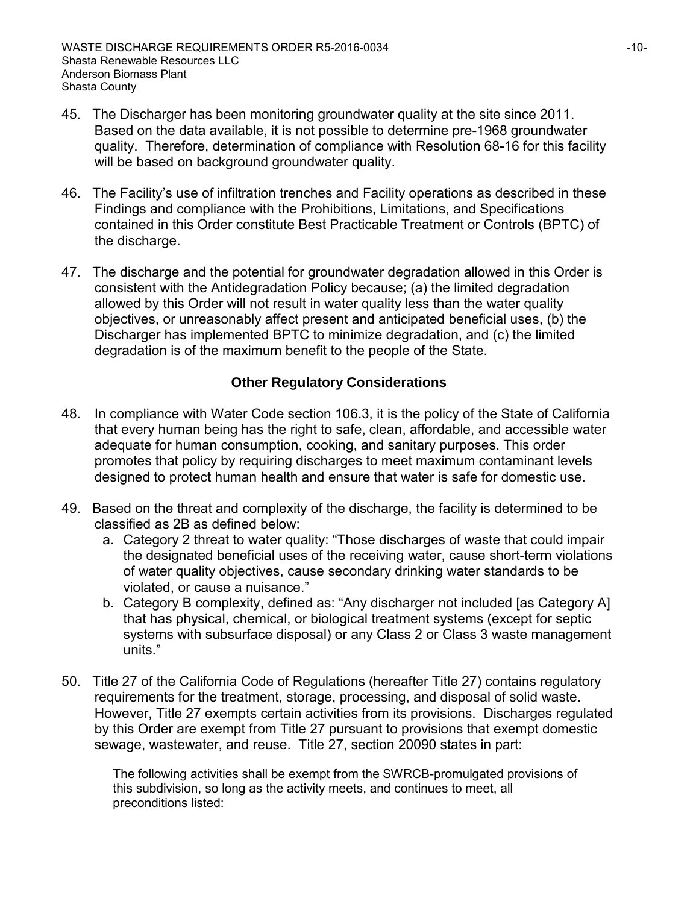45. The Discharger has been monitoring groundwater quality at the site since 2011. Based on the data available, it is not possible to determine pre-1968 groundwater quality. Therefore, determination of compliance with Resolution 68-16 for this facility will be based on background groundwater quality.

46. The Facility's use of infiltration trenches and Facility operations as described in these Findings and compliance with the Prohibitions, Limitations, and Specifications contained in this Order constitute Best Practicable Treatment or Controls (BPTC) of the discharge.

47. The discharge and the potential for groundwater degradation allowed in this Order is consistent with the Antidegradation Policy because; (a) the limited degradation allowed by this Order will not result in water quality less than the water quality objectives, or unreasonably affect present and anticipated beneficial uses, (b) the Discharger has implemented BPTC to minimize degradation, and (c) the limited degradation is of the maximum benefit to the people of the State.

## Other Regulatory Considerations

48. In compliance with Water Code section 106.3, it is the policy of the State of California that every human being has the right to safe, clean, affordable, and accessible water adequate for human consumption, cooking, and sanitary purposes. This order promotes that policy by requiring discharges to meet maximum contaminant levels designed to protect human health and ensure that water is safe for domestic use.

49. Based on the threat and complexity of the discharge, the facility is determined to be classified as 2B as defined below:
    a. Category 2 threat to water quality: "Those discharges of waste that could impair the designated beneficial uses of the receiving water, cause short-term violations of water quality objectives, cause secondary drinking water standards to be violated, or cause a nuisance."
    b. Category B complexity, defined as: "Any discharger not included [as Category A] that has physical, chemical, or biological treatment systems (except for septic systems with subsurface disposal) or any Class 2 or Class 3 waste management units."

50. Title 27 of the California Code of Regulations (hereafter Title 27) contains regulatory requirements for the treatment, storage, processing, and disposal of solid waste. However, Title 27 exempts certain activities from its provisions. Discharges regulated by this Order are exempt from Title 27 pursuant to provisions that exempt domestic sewage, wastewater, and reuse. Title 27, section 20090 states in part:

    The following activities shall be exempt from the SWRCB-promulgated provisions of this subdivision, so long as the activity meets, and continues to meet, all preconditions listed: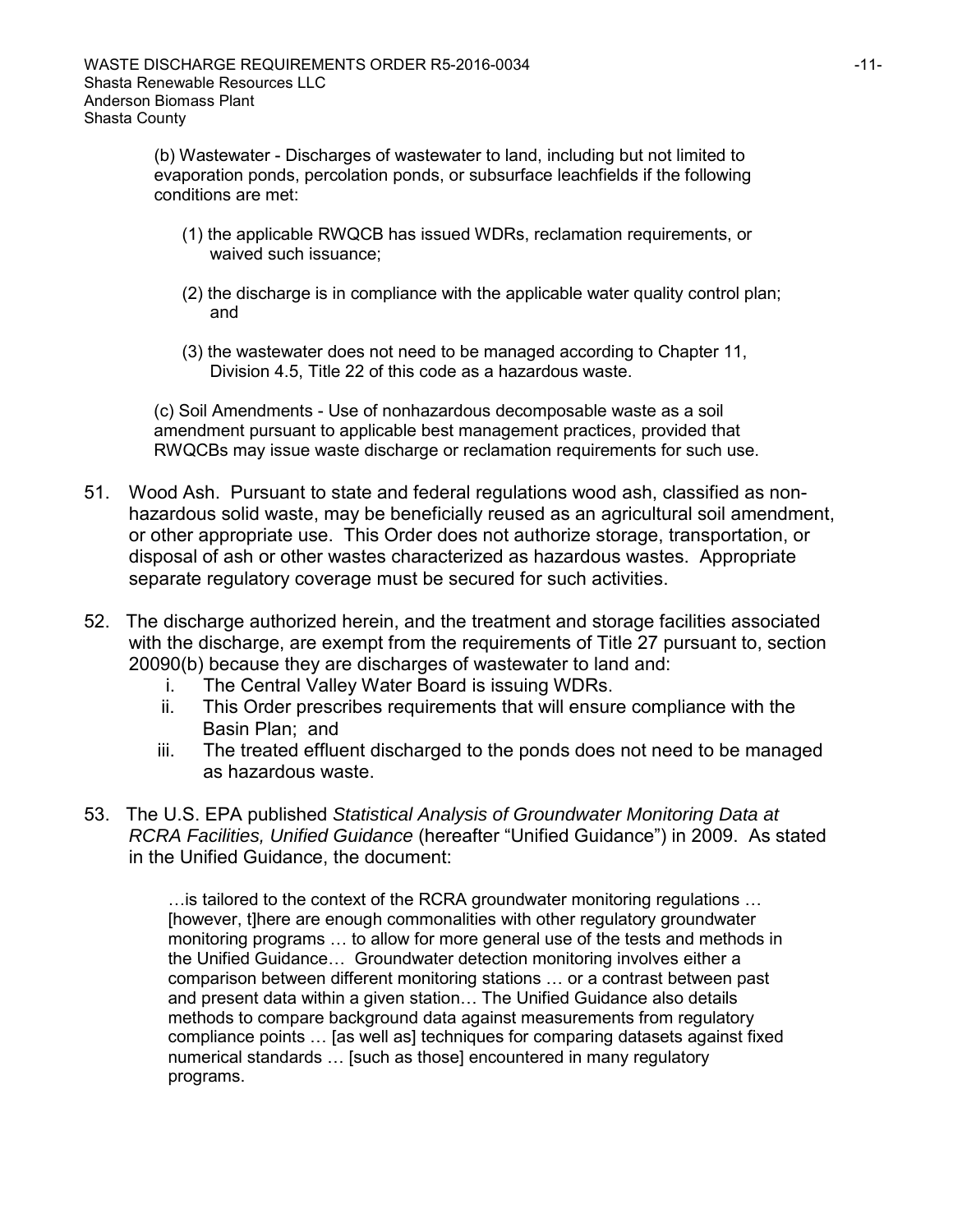(b) Wastewater - Discharges of wastewater to land, including but not limited to evaporation ponds, percolation ponds, or subsurface leachfields if the following conditions are met:

(1) the applicable RWQCB has issued WDRs, reclamation requirements, or waived such issuance;

(2) the discharge is in compliance with the applicable water quality control plan; and

(3) the wastewater does not need to be managed according to Chapter 11, Division 4.5, Title 22 of this code as a hazardous waste.

(c) Soil Amendments - Use of nonhazardous decomposable waste as a soil amendment pursuant to applicable best management practices, provided that RWQCBs may issue waste discharge or reclamation requirements for such use.

51. Wood Ash. Pursuant to state and federal regulations wood ash, classified as non-hazardous solid waste, may be beneficially reused as an agricultural soil amendment, or other appropriate use. This Order does not authorize storage, transportation, or disposal of ash or other wastes characterized as hazardous wastes. Appropriate separate regulatory coverage must be secured for such activities.

52. The discharge authorized herein, and the treatment and storage facilities associated with the discharge, are exempt from the requirements of Title 27 pursuant to, section 20090(b) because they are discharges of wastewater to land and:
    i. The Central Valley Water Board is issuing WDRs.
    ii. This Order prescribes requirements that will ensure compliance with the Basin Plan; and
    iii. The treated effluent discharged to the ponds does not need to be managed as hazardous waste.

53. The U.S. EPA published *Statistical Analysis of Groundwater Monitoring Data at RCRA Facilities, Unified Guidance* (hereafter "Unified Guidance") in 2009. As stated in the Unified Guidance, the document:

> …is tailored to the context of the RCRA groundwater monitoring regulations … [however, t]here are enough commonalities with other regulatory groundwater monitoring programs … to allow for more general use of the tests and methods in the Unified Guidance… Groundwater detection monitoring involves either a comparison between different monitoring stations … or a contrast between past and present data within a given station… The Unified Guidance also details methods to compare background data against measurements from regulatory compliance points … [as well as] techniques for comparing datasets against fixed numerical standards … [such as those] encountered in many regulatory programs.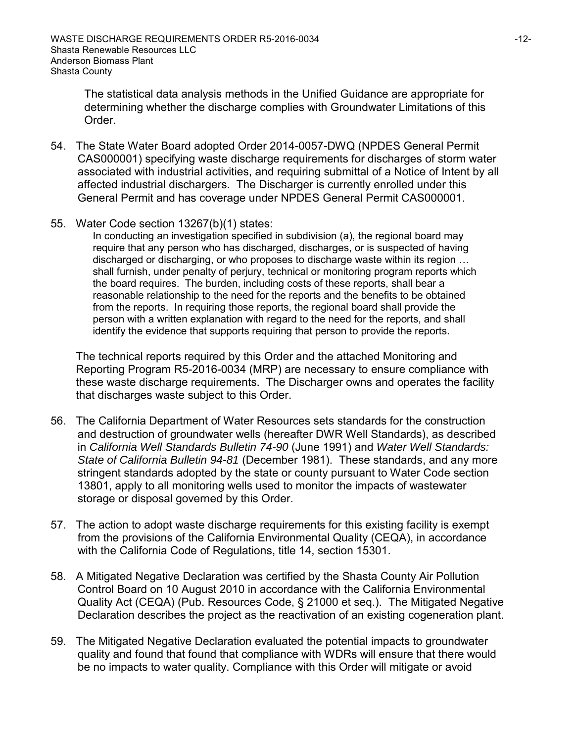The statistical data analysis methods in the Unified Guidance are appropriate for determining whether the discharge complies with Groundwater Limitations of this Order.

54. The State Water Board adopted Order 2014-0057-DWQ (NPDES General Permit CAS000001) specifying waste discharge requirements for discharges of storm water associated with industrial activities, and requiring submittal of a Notice of Intent by all affected industrial dischargers. The Discharger is currently enrolled under this General Permit and has coverage under NPDES General Permit CAS000001.

55. Water Code section 13267(b)(1) states:

    > In conducting an investigation specified in subdivision (a), the regional board may require that any person who has discharged, discharges, or is suspected of having discharged or discharging, or who proposes to discharge waste within its region … shall furnish, under penalty of perjury, technical or monitoring program reports which the board requires. The burden, including costs of these reports, shall bear a reasonable relationship to the need for the reports and the benefits to be obtained from the reports. In requiring those reports, the regional board shall provide the person with a written explanation with regard to the need for the reports, and shall identify the evidence that supports requiring that person to provide the reports.

    The technical reports required by this Order and the attached Monitoring and Reporting Program R5-2016-0034 (MRP) are necessary to ensure compliance with these waste discharge requirements. The Discharger owns and operates the facility that discharges waste subject to this Order.

56. The California Department of Water Resources sets standards for the construction and destruction of groundwater wells (hereafter DWR Well Standards), as described in *California Well Standards Bulletin 74-90* (June 1991) and *Water Well Standards: State of California Bulletin 94-81* (December 1981). These standards, and any more stringent standards adopted by the state or county pursuant to Water Code section 13801, apply to all monitoring wells used to monitor the impacts of wastewater storage or disposal governed by this Order.

57. The action to adopt waste discharge requirements for this existing facility is exempt from the provisions of the California Environmental Quality (CEQA), in accordance with the California Code of Regulations, title 14, section 15301.

58. A Mitigated Negative Declaration was certified by the Shasta County Air Pollution Control Board on 10 August 2010 in accordance with the California Environmental Quality Act (CEQA) (Pub. Resources Code, § 21000 et seq.). The Mitigated Negative Declaration describes the project as the reactivation of an existing cogeneration plant.

59. The Mitigated Negative Declaration evaluated the potential impacts to groundwater quality and found that found that compliance with WDRs will ensure that there would be no impacts to water quality. Compliance with this Order will mitigate or avoid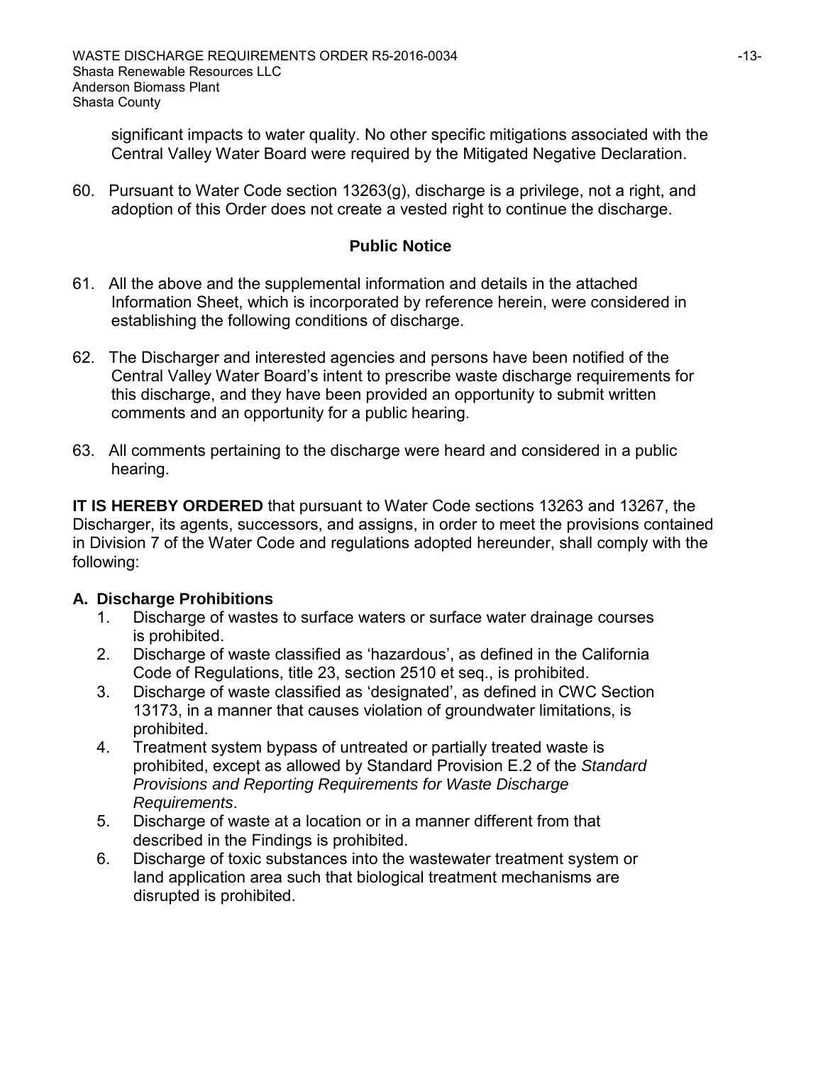significant impacts to water quality. No other specific mitigations associated with the Central Valley Water Board were required by the Mitigated Negative Declaration.

60. Pursuant to Water Code section 13263(g), discharge is a privilege, not a right, and adoption of this Order does not create a vested right to continue the discharge.

## Public Notice

61. All the above and the supplemental information and details in the attached Information Sheet, which is incorporated by reference herein, were considered in establishing the following conditions of discharge.

62. The Discharger and interested agencies and persons have been notified of the Central Valley Water Board's intent to prescribe waste discharge requirements for this discharge, and they have been provided an opportunity to submit written comments and an opportunity for a public hearing.

63. All comments pertaining to the discharge were heard and considered in a public hearing.

**IT IS HEREBY ORDERED** that pursuant to Water Code sections 13263 and 13267, the Discharger, its agents, successors, and assigns, in order to meet the provisions contained in Division 7 of the Water Code and regulations adopted hereunder, shall comply with the following:

### A. Discharge Prohibitions

1. Discharge of wastes to surface waters or surface water drainage courses is prohibited.
2. Discharge of waste classified as 'hazardous', as defined in the California Code of Regulations, title 23, section 2510 et seq., is prohibited.
3. Discharge of waste classified as 'designated', as defined in CWC Section 13173, in a manner that causes violation of groundwater limitations, is prohibited.
4. Treatment system bypass of untreated or partially treated waste is prohibited, except as allowed by Standard Provision E.2 of the *Standard Provisions and Reporting Requirements for Waste Discharge Requirements*.
5. Discharge of waste at a location or in a manner different from that described in the Findings is prohibited.
6. Discharge of toxic substances into the wastewater treatment system or land application area such that biological treatment mechanisms are disrupted is prohibited.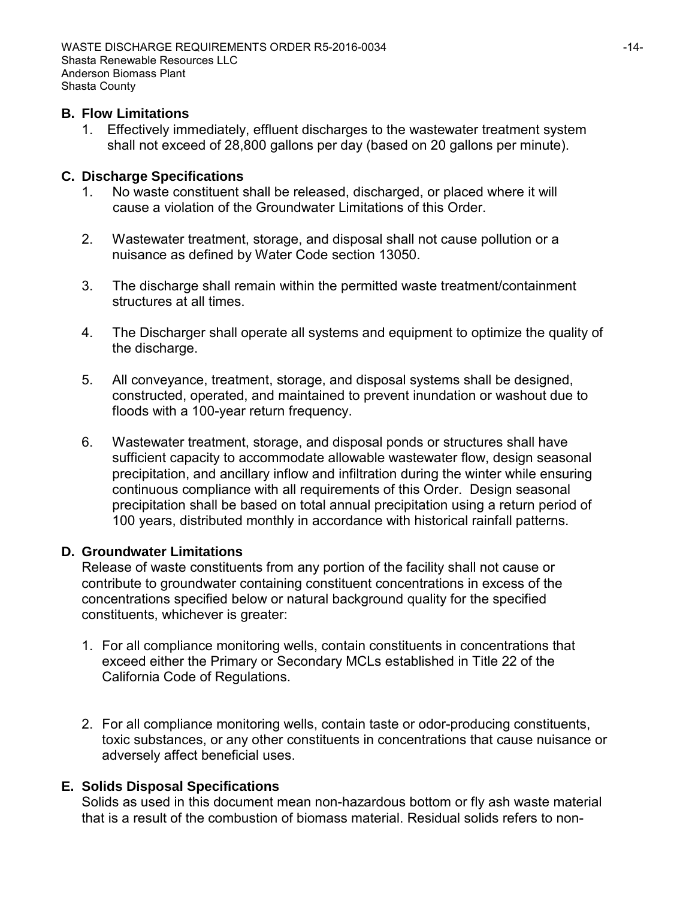## B. Flow Limitations

1. Effectively immediately, effluent discharges to the wastewater treatment system shall not exceed of 28,800 gallons per day (based on 20 gallons per minute).

## C. Discharge Specifications

1. No waste constituent shall be released, discharged, or placed where it will cause a violation of the Groundwater Limitations of this Order.

2. Wastewater treatment, storage, and disposal shall not cause pollution or a nuisance as defined by Water Code section 13050.

3. The discharge shall remain within the permitted waste treatment/containment structures at all times.

4. The Discharger shall operate all systems and equipment to optimize the quality of the discharge.

5. All conveyance, treatment, storage, and disposal systems shall be designed, constructed, operated, and maintained to prevent inundation or washout due to floods with a 100-year return frequency.

6. Wastewater treatment, storage, and disposal ponds or structures shall have sufficient capacity to accommodate allowable wastewater flow, design seasonal precipitation, and ancillary inflow and infiltration during the winter while ensuring continuous compliance with all requirements of this Order. Design seasonal precipitation shall be based on total annual precipitation using a return period of 100 years, distributed monthly in accordance with historical rainfall patterns.

## D. Groundwater Limitations

Release of waste constituents from any portion of the facility shall not cause or contribute to groundwater containing constituent concentrations in excess of the concentrations specified below or natural background quality for the specified constituents, whichever is greater:

1. For all compliance monitoring wells, contain constituents in concentrations that exceed either the Primary or Secondary MCLs established in Title 22 of the California Code of Regulations.

2. For all compliance monitoring wells, contain taste or odor-producing constituents, toxic substances, or any other constituents in concentrations that cause nuisance or adversely affect beneficial uses.

## E. Solids Disposal Specifications

Solids as used in this document mean non-hazardous bottom or fly ash waste material that is a result of the combustion of biomass material. Residual solids refers to non-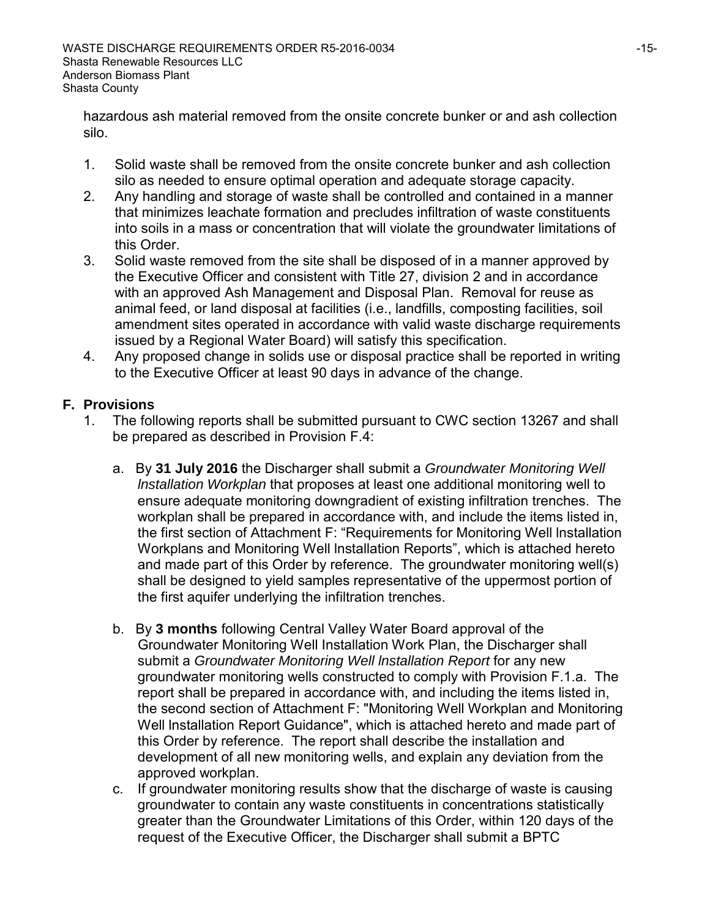hazardous ash material removed from the onsite concrete bunker or and ash collection silo.

1. Solid waste shall be removed from the onsite concrete bunker and ash collection silo as needed to ensure optimal operation and adequate storage capacity.
2. Any handling and storage of waste shall be controlled and contained in a manner that minimizes leachate formation and precludes infiltration of waste constituents into soils in a mass or concentration that will violate the groundwater limitations of this Order.
3. Solid waste removed from the site shall be disposed of in a manner approved by the Executive Officer and consistent with Title 27, division 2 and in accordance with an approved Ash Management and Disposal Plan. Removal for reuse as animal feed, or land disposal at facilities (i.e., landfills, composting facilities, soil amendment sites operated in accordance with valid waste discharge requirements issued by a Regional Water Board) will satisfy this specification.
4. Any proposed change in solids use or disposal practice shall be reported in writing to the Executive Officer at least 90 days in advance of the change.

## F. Provisions

1. The following reports shall be submitted pursuant to CWC section 13267 and shall be prepared as described in Provision F.4:

   a. By **31 July 2016** the Discharger shall submit a *Groundwater Monitoring Well Installation Workplan* that proposes at least one additional monitoring well to ensure adequate monitoring downgradient of existing infiltration trenches. The workplan shall be prepared in accordance with, and include the items listed in, the first section of Attachment F: "Requirements for Monitoring Well Installation Workplans and Monitoring Well Installation Reports", which is attached hereto and made part of this Order by reference. The groundwater monitoring well(s) shall be designed to yield samples representative of the uppermost portion of the first aquifer underlying the infiltration trenches.

   b. By **3 months** following Central Valley Water Board approval of the Groundwater Monitoring Well Installation Work Plan, the Discharger shall submit a *Groundwater Monitoring Well Installation Report* for any new groundwater monitoring wells constructed to comply with Provision F.1.a. The report shall be prepared in accordance with, and including the items listed in, the second section of Attachment F: "Monitoring Well Workplan and Monitoring Well Installation Report Guidance", which is attached hereto and made part of this Order by reference. The report shall describe the installation and development of all new monitoring wells, and explain any deviation from the approved workplan.

   c. If groundwater monitoring results show that the discharge of waste is causing groundwater to contain any waste constituents in concentrations statistically greater than the Groundwater Limitations of this Order, within 120 days of the request of the Executive Officer, the Discharger shall submit a BPTC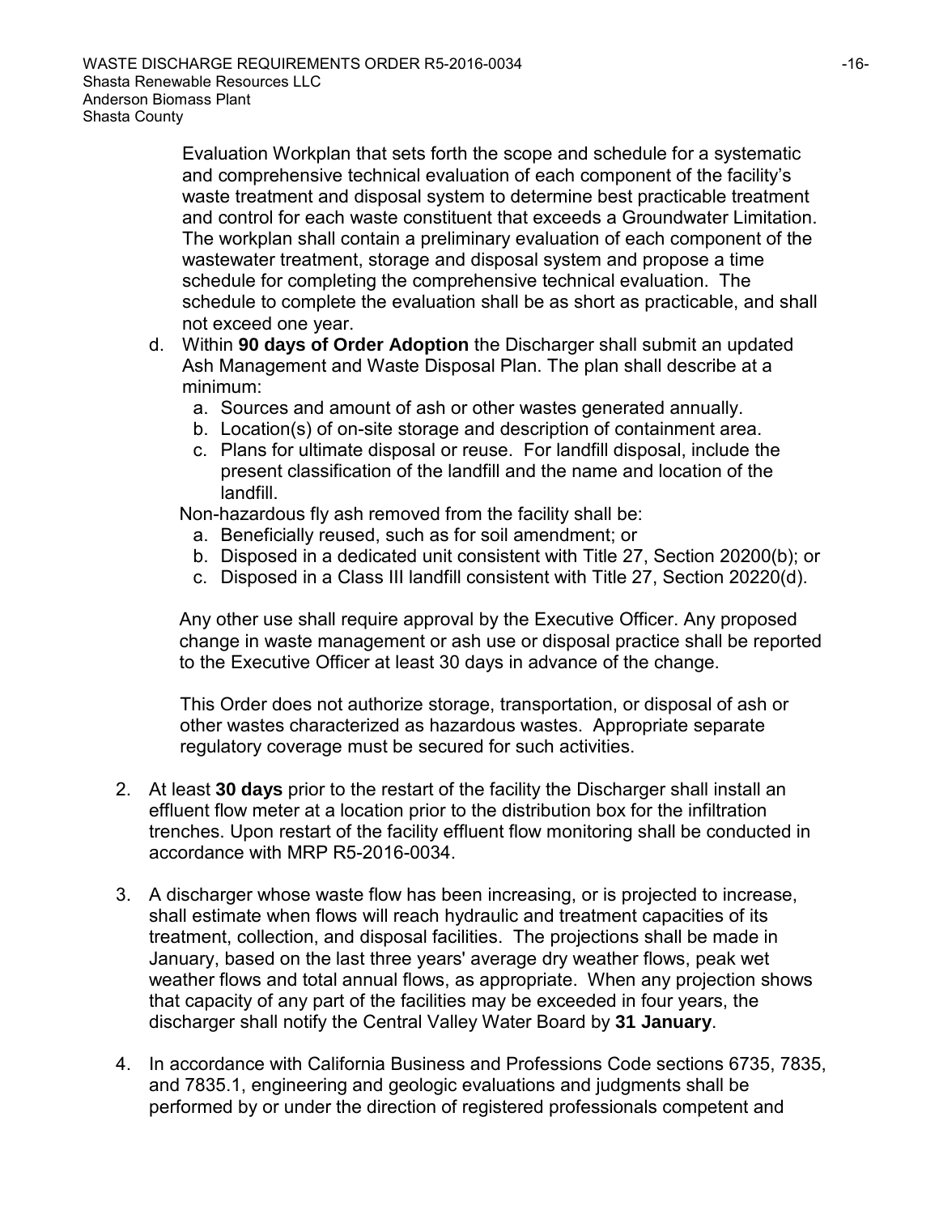Evaluation Workplan that sets forth the scope and schedule for a systematic and comprehensive technical evaluation of each component of the facility's waste treatment and disposal system to determine best practicable treatment and control for each waste constituent that exceeds a Groundwater Limitation. The workplan shall contain a preliminary evaluation of each component of the wastewater treatment, storage and disposal system and propose a time schedule for completing the comprehensive technical evaluation. The schedule to complete the evaluation shall be as short as practicable, and shall not exceed one year.

d. Within **90 days of Order Adoption** the Discharger shall submit an updated Ash Management and Waste Disposal Plan. The plan shall describe at a minimum:
   a. Sources and amount of ash or other wastes generated annually.
   b. Location(s) of on-site storage and description of containment area.
   c. Plans for ultimate disposal or reuse. For landfill disposal, include the present classification of the landfill and the name and location of the landfill.

   Non-hazardous fly ash removed from the facility shall be:
   a. Beneficially reused, such as for soil amendment; or
   b. Disposed in a dedicated unit consistent with Title 27, Section 20200(b); or
   c. Disposed in a Class III landfill consistent with Title 27, Section 20220(d).

   Any other use shall require approval by the Executive Officer. Any proposed change in waste management or ash use or disposal practice shall be reported to the Executive Officer at least 30 days in advance of the change.

   This Order does not authorize storage, transportation, or disposal of ash or other wastes characterized as hazardous wastes. Appropriate separate regulatory coverage must be secured for such activities.

2. At least **30 days** prior to the restart of the facility the Discharger shall install an effluent flow meter at a location prior to the distribution box for the infiltration trenches. Upon restart of the facility effluent flow monitoring shall be conducted in accordance with MRP R5-2016-0034.

3. A discharger whose waste flow has been increasing, or is projected to increase, shall estimate when flows will reach hydraulic and treatment capacities of its treatment, collection, and disposal facilities. The projections shall be made in January, based on the last three years' average dry weather flows, peak wet weather flows and total annual flows, as appropriate. When any projection shows that capacity of any part of the facilities may be exceeded in four years, the discharger shall notify the Central Valley Water Board by **31 January**.

4. In accordance with California Business and Professions Code sections 6735, 7835, and 7835.1, engineering and geologic evaluations and judgments shall be performed by or under the direction of registered professionals competent and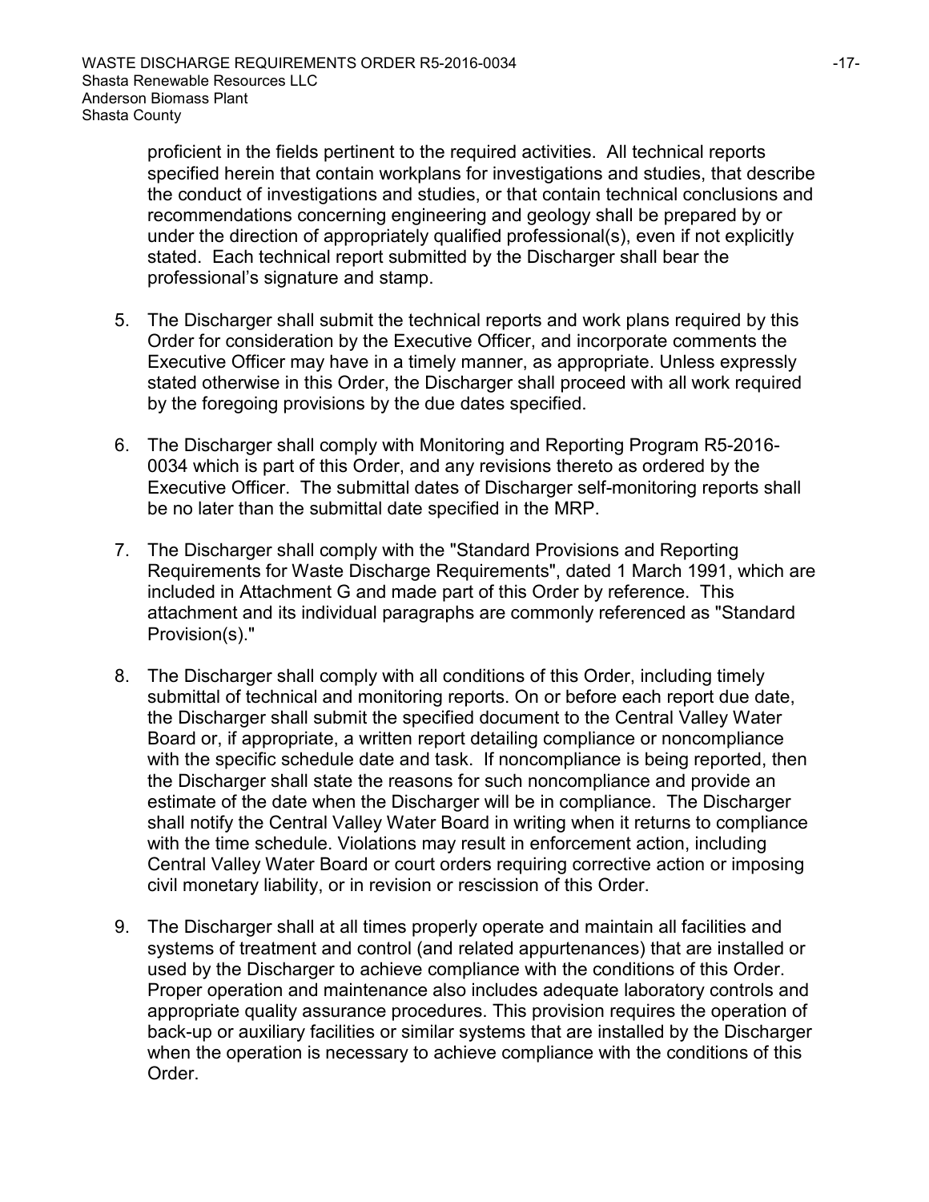proficient in the fields pertinent to the required activities. All technical reports specified herein that contain workplans for investigations and studies, that describe the conduct of investigations and studies, or that contain technical conclusions and recommendations concerning engineering and geology shall be prepared by or under the direction of appropriately qualified professional(s), even if not explicitly stated. Each technical report submitted by the Discharger shall bear the professional's signature and stamp.

5. The Discharger shall submit the technical reports and work plans required by this Order for consideration by the Executive Officer, and incorporate comments the Executive Officer may have in a timely manner, as appropriate. Unless expressly stated otherwise in this Order, the Discharger shall proceed with all work required by the foregoing provisions by the due dates specified.

6. The Discharger shall comply with Monitoring and Reporting Program R5-2016-0034 which is part of this Order, and any revisions thereto as ordered by the Executive Officer. The submittal dates of Discharger self-monitoring reports shall be no later than the submittal date specified in the MRP.

7. The Discharger shall comply with the "Standard Provisions and Reporting Requirements for Waste Discharge Requirements", dated 1 March 1991, which are included in Attachment G and made part of this Order by reference. This attachment and its individual paragraphs are commonly referenced as "Standard Provision(s)."

8. The Discharger shall comply with all conditions of this Order, including timely submittal of technical and monitoring reports. On or before each report due date, the Discharger shall submit the specified document to the Central Valley Water Board or, if appropriate, a written report detailing compliance or noncompliance with the specific schedule date and task. If noncompliance is being reported, then the Discharger shall state the reasons for such noncompliance and provide an estimate of the date when the Discharger will be in compliance. The Discharger shall notify the Central Valley Water Board in writing when it returns to compliance with the time schedule. Violations may result in enforcement action, including Central Valley Water Board or court orders requiring corrective action or imposing civil monetary liability, or in revision or rescission of this Order.

9. The Discharger shall at all times properly operate and maintain all facilities and systems of treatment and control (and related appurtenances) that are installed or used by the Discharger to achieve compliance with the conditions of this Order. Proper operation and maintenance also includes adequate laboratory controls and appropriate quality assurance procedures. This provision requires the operation of back-up or auxiliary facilities or similar systems that are installed by the Discharger when the operation is necessary to achieve compliance with the conditions of this Order.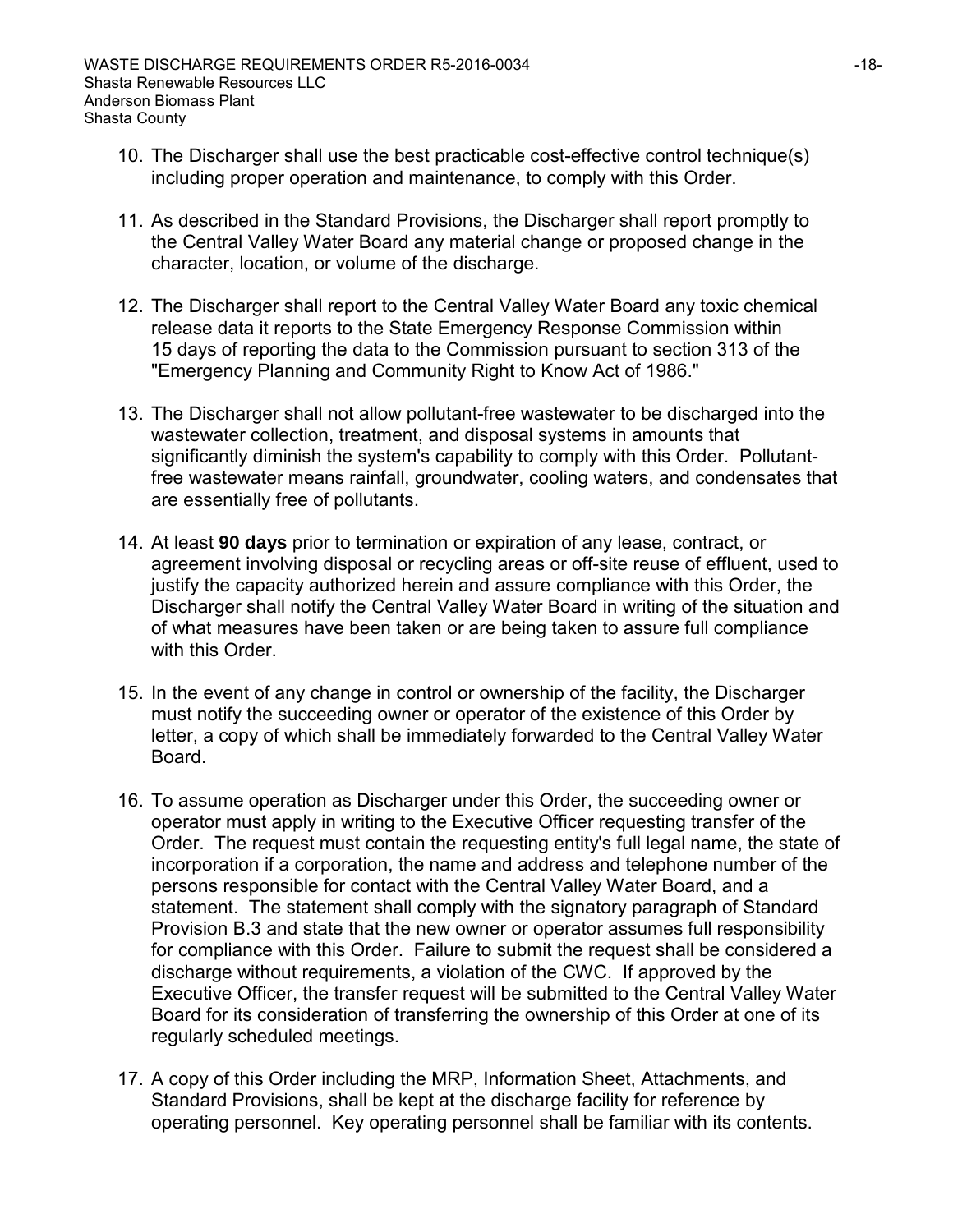10. The Discharger shall use the best practicable cost-effective control technique(s) including proper operation and maintenance, to comply with this Order.

11. As described in the Standard Provisions, the Discharger shall report promptly to the Central Valley Water Board any material change or proposed change in the character, location, or volume of the discharge.

12. The Discharger shall report to the Central Valley Water Board any toxic chemical release data it reports to the State Emergency Response Commission within 15 days of reporting the data to the Commission pursuant to section 313 of the "Emergency Planning and Community Right to Know Act of 1986."

13. The Discharger shall not allow pollutant-free wastewater to be discharged into the wastewater collection, treatment, and disposal systems in amounts that significantly diminish the system's capability to comply with this Order. Pollutant-free wastewater means rainfall, groundwater, cooling waters, and condensates that are essentially free of pollutants.

14. At least **90 days** prior to termination or expiration of any lease, contract, or agreement involving disposal or recycling areas or off-site reuse of effluent, used to justify the capacity authorized herein and assure compliance with this Order, the Discharger shall notify the Central Valley Water Board in writing of the situation and of what measures have been taken or are being taken to assure full compliance with this Order.

15. In the event of any change in control or ownership of the facility, the Discharger must notify the succeeding owner or operator of the existence of this Order by letter, a copy of which shall be immediately forwarded to the Central Valley Water Board.

16. To assume operation as Discharger under this Order, the succeeding owner or operator must apply in writing to the Executive Officer requesting transfer of the Order. The request must contain the requesting entity's full legal name, the state of incorporation if a corporation, the name and address and telephone number of the persons responsible for contact with the Central Valley Water Board, and a statement. The statement shall comply with the signatory paragraph of Standard Provision B.3 and state that the new owner or operator assumes full responsibility for compliance with this Order. Failure to submit the request shall be considered a discharge without requirements, a violation of the CWC. If approved by the Executive Officer, the transfer request will be submitted to the Central Valley Water Board for its consideration of transferring the ownership of this Order at one of its regularly scheduled meetings.

17. A copy of this Order including the MRP, Information Sheet, Attachments, and Standard Provisions, shall be kept at the discharge facility for reference by operating personnel. Key operating personnel shall be familiar with its contents.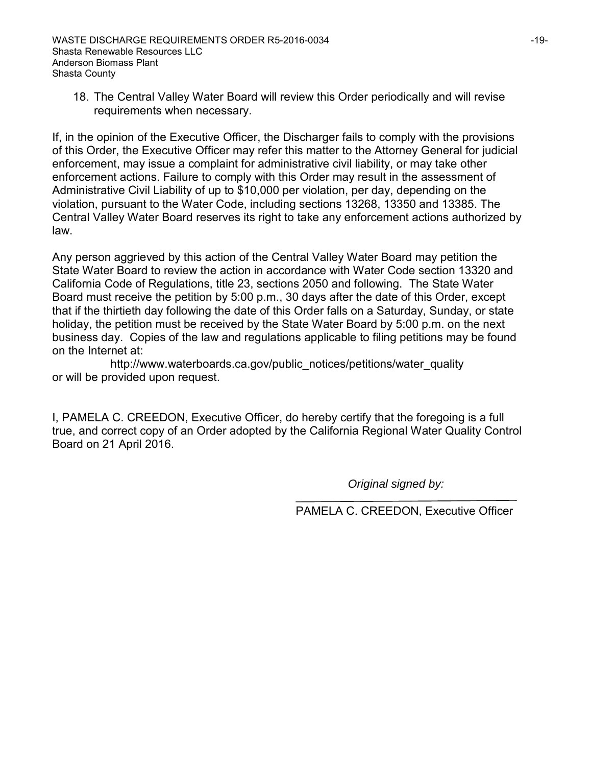18. The Central Valley Water Board will review this Order periodically and will revise requirements when necessary.

If, in the opinion of the Executive Officer, the Discharger fails to comply with the provisions of this Order, the Executive Officer may refer this matter to the Attorney General for judicial enforcement, may issue a complaint for administrative civil liability, or may take other enforcement actions. Failure to comply with this Order may result in the assessment of Administrative Civil Liability of up to $10,000 per violation, per day, depending on the violation, pursuant to the Water Code, including sections 13268, 13350 and 13385. The Central Valley Water Board reserves its right to take any enforcement actions authorized by law.

Any person aggrieved by this action of the Central Valley Water Board may petition the State Water Board to review the action in accordance with Water Code section 13320 and California Code of Regulations, title 23, sections 2050 and following. The State Water Board must receive the petition by 5:00 p.m., 30 days after the date of this Order, except that if the thirtieth day following the date of this Order falls on a Saturday, Sunday, or state holiday, the petition must be received by the State Water Board by 5:00 p.m. on the next business day. Copies of the law and regulations applicable to filing petitions may be found on the Internet at:

http://www.waterboards.ca.gov/public_notices/petitions/water_quality

or will be provided upon request.

I, PAMELA C. CREEDON, Executive Officer, do hereby certify that the foregoing is a full true, and correct copy of an Order adopted by the California Regional Water Quality Control Board on 21 April 2016.

*Original signed by:*

PAMELA C. CREEDON, Executive Officer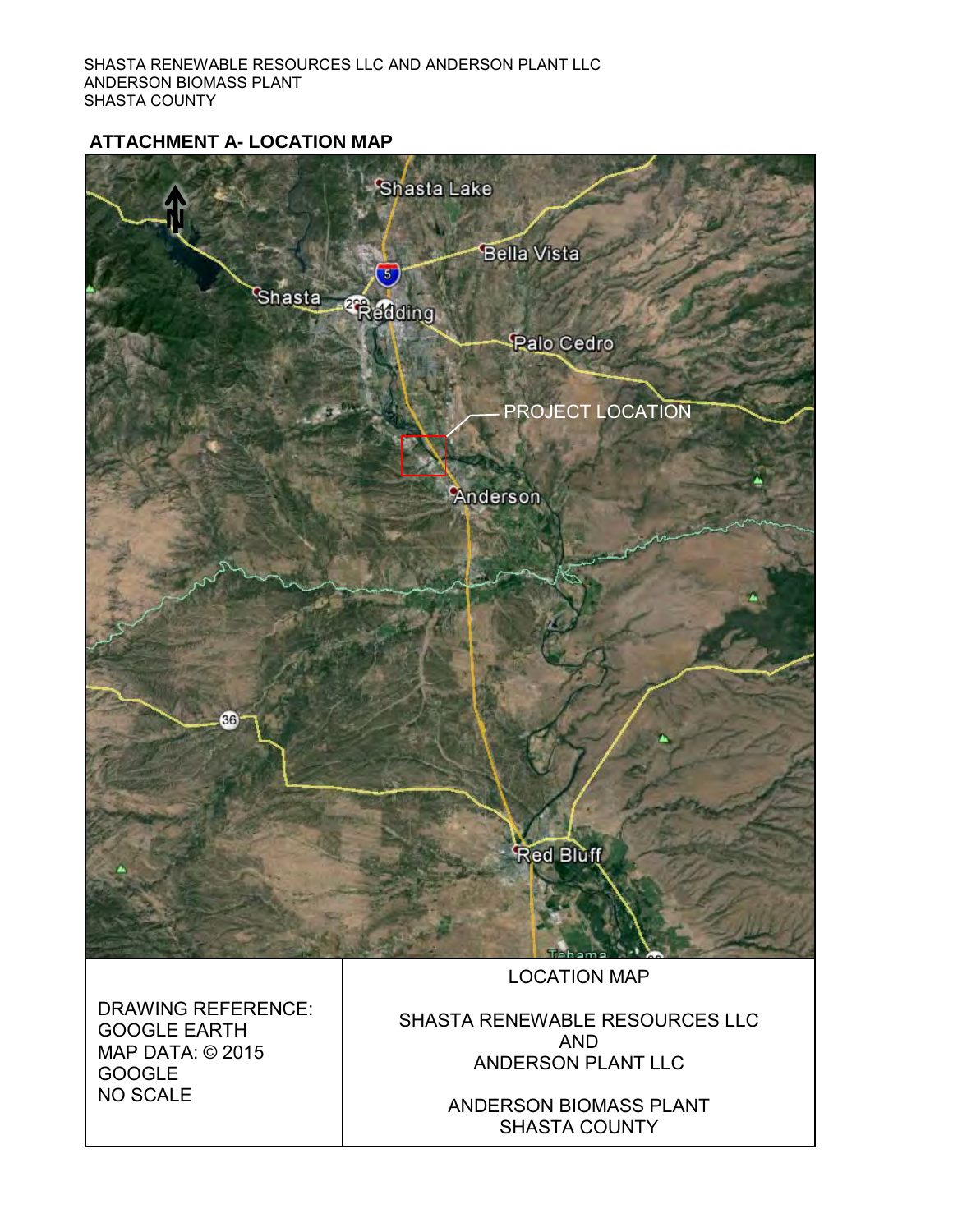SHASTA RENEWABLE RESOURCES LLC AND ANDERSON PLANT LLC
ANDERSON BIOMASS PLANT
SHASTA COUNTY

## ATTACHMENT A- LOCATION MAP

Shasta Lake

Bella Vista

Shasta

Redding

Palo Cedro

PROJECT LOCATION

Anderson

Red Bluff

Tehama

| DRAWING REFERENCE: GOOGLE EARTH MAP DATA: © 2015 GOOGLE NO SCALE | LOCATION MAP<br><br>SHASTA RENEWABLE RESOURCES LLC AND ANDERSON PLANT LLC<br><br>ANDERSON BIOMASS PLANT SHASTA COUNTY |
|---|---|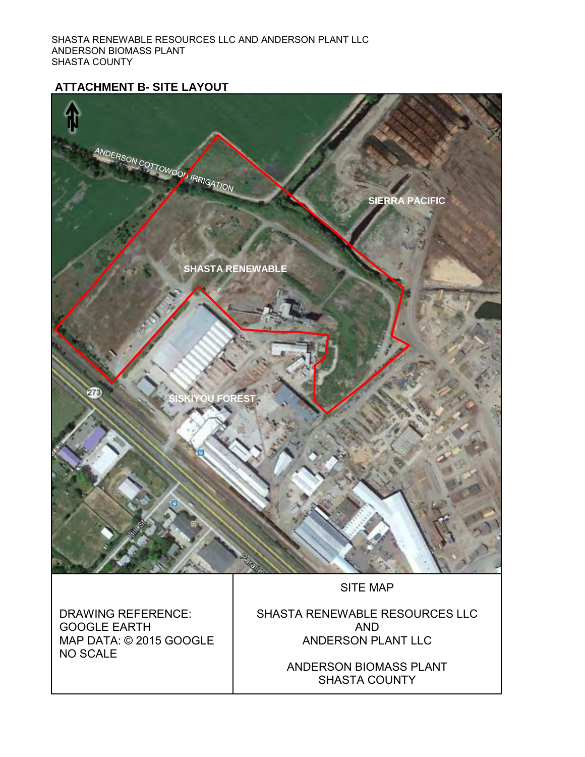SHASTA RENEWABLE RESOURCES LLC AND ANDERSON PLANT LLC
ANDERSON BIOMASS PLANT
SHASTA COUNTY

**ATTACHMENT B- SITE LAYOUT**

ANDERSON COTTOWOOD IRRIGATION

SIERRA PACIFIC

SHASTA RENEWABLE

SISKIYOU FOREST

| DRAWING REFERENCE: GOOGLE EARTH MAP DATA: © 2015 GOOGLE NO SCALE | SITE MAP<br><br>SHASTA RENEWABLE RESOURCES LLC AND ANDERSON PLANT LLC<br><br>ANDERSON BIOMASS PLANT SHASTA COUNTY |
| --- | --- |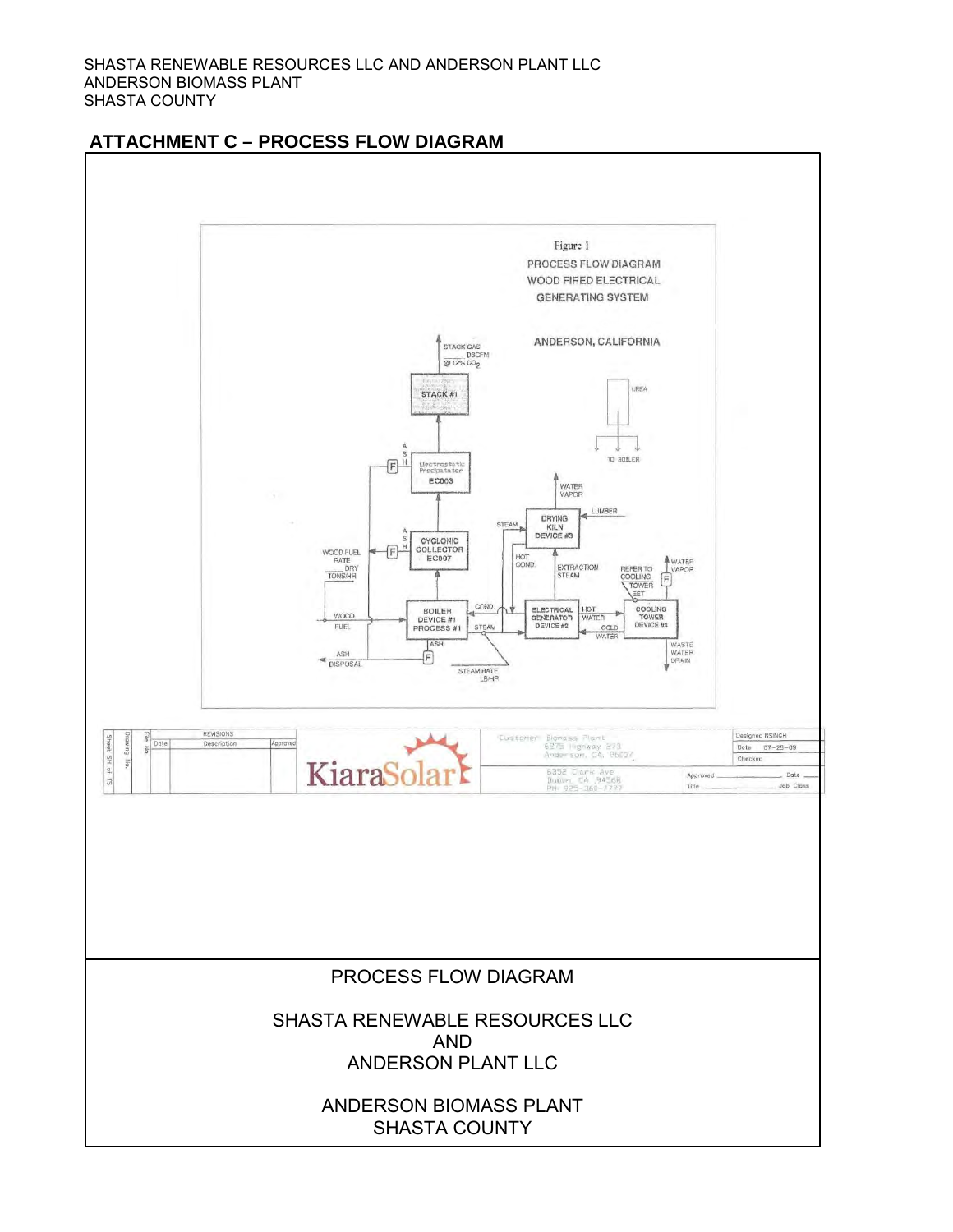SHASTA RENEWABLE RESOURCES LLC AND ANDERSON PLANT LLC
ANDERSON BIOMASS PLANT
SHASTA COUNTY

## ATTACHMENT C – PROCESS FLOW DIAGRAM

Figure 1
PROCESS FLOW DIAGRAM
WOOD FIRED ELECTRICAL
GENERATING SYSTEM

ANDERSON, CALIFORNIA

STACK GAS ___ DSCFM @ 12% $CO_2$

STACK #1

UREA

TO BOILER

ASH

Electrostatic Precipitator ECD03

WATER VAPOR

LUMBER

DRYING KILN DEVICE #3

STEAM

ASH

CYCLONIC COLLECTOR EC007

WOOD FUEL RATE ___ DRY TONS/HR

HOT COND.

EXTRACTION STEAM

REFER TO COOLING TOWER SET

WATER VAPOR

COND.

WOOD FUEL

BOILER DEVICE #1 PROCESS #1

STEAM

ELECTRICAL GENERATOR DEVICE #2

HOT WATER

COLD WATER

COOLING TOWER DEVICE #4

ASH

ASH DISPOSAL

STEAM RATE LB/HR

WASTE WATER DRAIN

| REVISIONS | | |
|---|---|---|
| Date | Description | Approved |

KiaraSolar

Customer: Biomass Plant
6275 Highway 273
Anderson, CA 96007

6352 Clark Ave
Dublin, CA 94568
PH: 925-360-7777

Designed NSINGH
Date 07-28-09
Checked
Approved ___ Date ___
Title ___ Job Class

PROCESS FLOW DIAGRAM

SHASTA RENEWABLE RESOURCES LLC
AND
ANDERSON PLANT LLC

ANDERSON BIOMASS PLANT
SHASTA COUNTY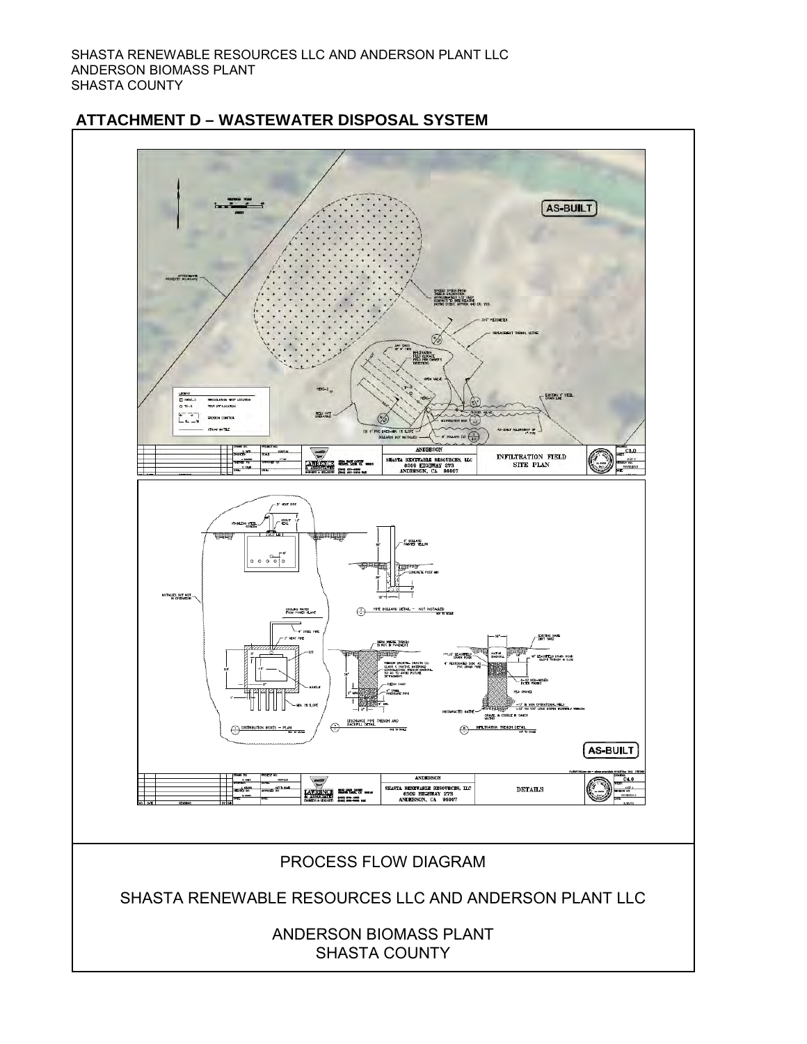SHASTA RENEWABLE RESOURCES LLC AND ANDERSON PLANT LLC
ANDERSON BIOMASS PLANT
SHASTA COUNTY

## ATTACHMENT D – WASTEWATER DISPOSAL SYSTEM

PROCESS FLOW DIAGRAM

SHASTA RENEWABLE RESOURCES LLC AND ANDERSON PLANT LLC

ANDERSON BIOMASS PLANT
SHASTA COUNTY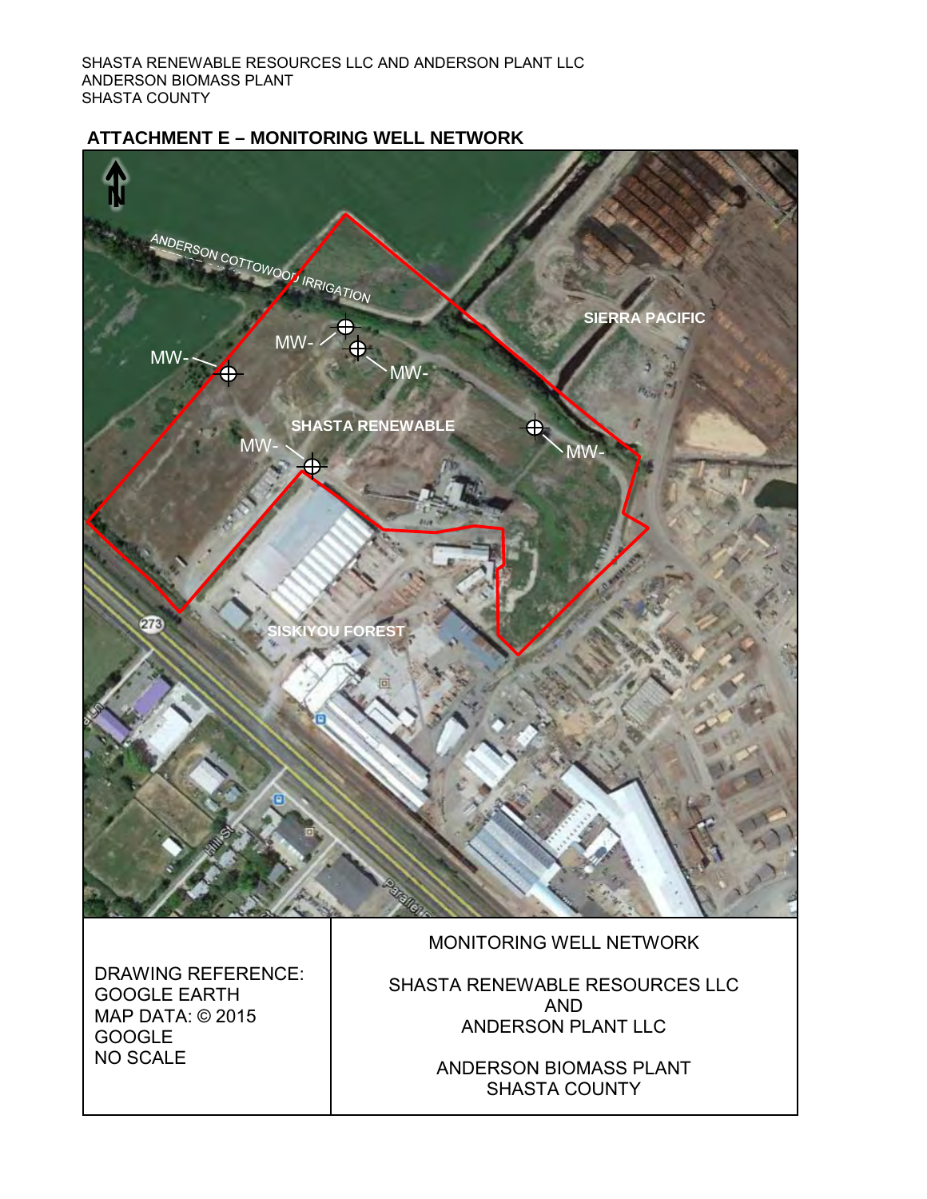SHASTA RENEWABLE RESOURCES LLC AND ANDERSON PLANT LLC
ANDERSON BIOMASS PLANT
SHASTA COUNTY

## ATTACHMENT E – MONITORING WELL NETWORK

N

ANDERSON COTTOWOOD IRRIGATION

SIERRA PACIFIC

MW-

MW-

MW-

SHASTA RENEWABLE

MW-

MW-

SISKIYOU FOREST

273

Hill St

Parallel

| DRAWING REFERENCE: GOOGLE EARTH MAP DATA: © 2015 GOOGLE NO SCALE | MONITORING WELL NETWORK<br><br>SHASTA RENEWABLE RESOURCES LLC AND ANDERSON PLANT LLC<br><br>ANDERSON BIOMASS PLANT SHASTA COUNTY |
|---|---|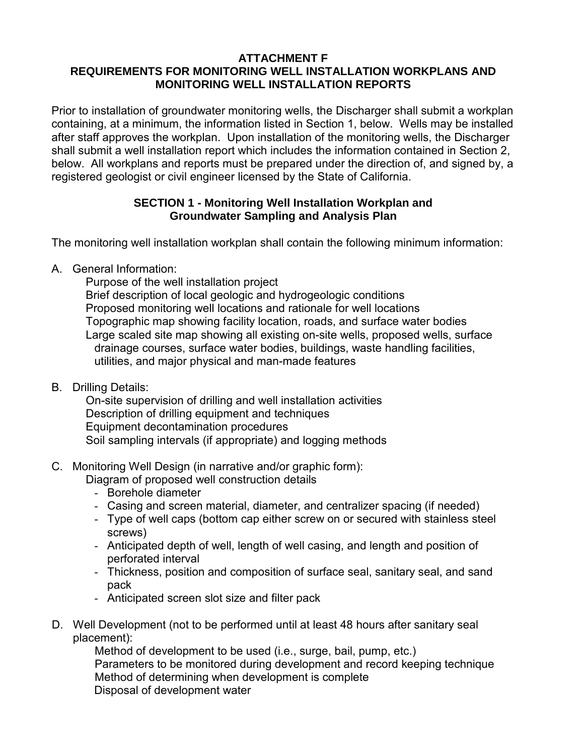**ATTACHMENT F**
**REQUIREMENTS FOR MONITORING WELL INSTALLATION WORKPLANS AND MONITORING WELL INSTALLATION REPORTS**

Prior to installation of groundwater monitoring wells, the Discharger shall submit a workplan containing, at a minimum, the information listed in Section 1, below. Wells may be installed after staff approves the workplan. Upon installation of the monitoring wells, the Discharger shall submit a well installation report which includes the information contained in Section 2, below. All workplans and reports must be prepared under the direction of, and signed by, a registered geologist or civil engineer licensed by the State of California.

## SECTION 1 - Monitoring Well Installation Workplan and Groundwater Sampling and Analysis Plan

The monitoring well installation workplan shall contain the following minimum information:

A. General Information:

Purpose of the well installation project
Brief description of local geologic and hydrogeologic conditions
Proposed monitoring well locations and rationale for well locations
Topographic map showing facility location, roads, and surface water bodies
Large scaled site map showing all existing on-site wells, proposed wells, surface drainage courses, surface water bodies, buildings, waste handling facilities, utilities, and major physical and man-made features

B. Drilling Details:

On-site supervision of drilling and well installation activities
Description of drilling equipment and techniques
Equipment decontamination procedures
Soil sampling intervals (if appropriate) and logging methods

C. Monitoring Well Design (in narrative and/or graphic form):

Diagram of proposed well construction details

- Borehole diameter
- Casing and screen material, diameter, and centralizer spacing (if needed)
- Type of well caps (bottom cap either screw on or secured with stainless steel screws)
- Anticipated depth of well, length of well casing, and length and position of perforated interval
- Thickness, position and composition of surface seal, sanitary seal, and sand pack
- Anticipated screen slot size and filter pack

D. Well Development (not to be performed until at least 48 hours after sanitary seal placement):

Method of development to be used (i.e., surge, bail, pump, etc.)
Parameters to be monitored during development and record keeping technique
Method of determining when development is complete
Disposal of development water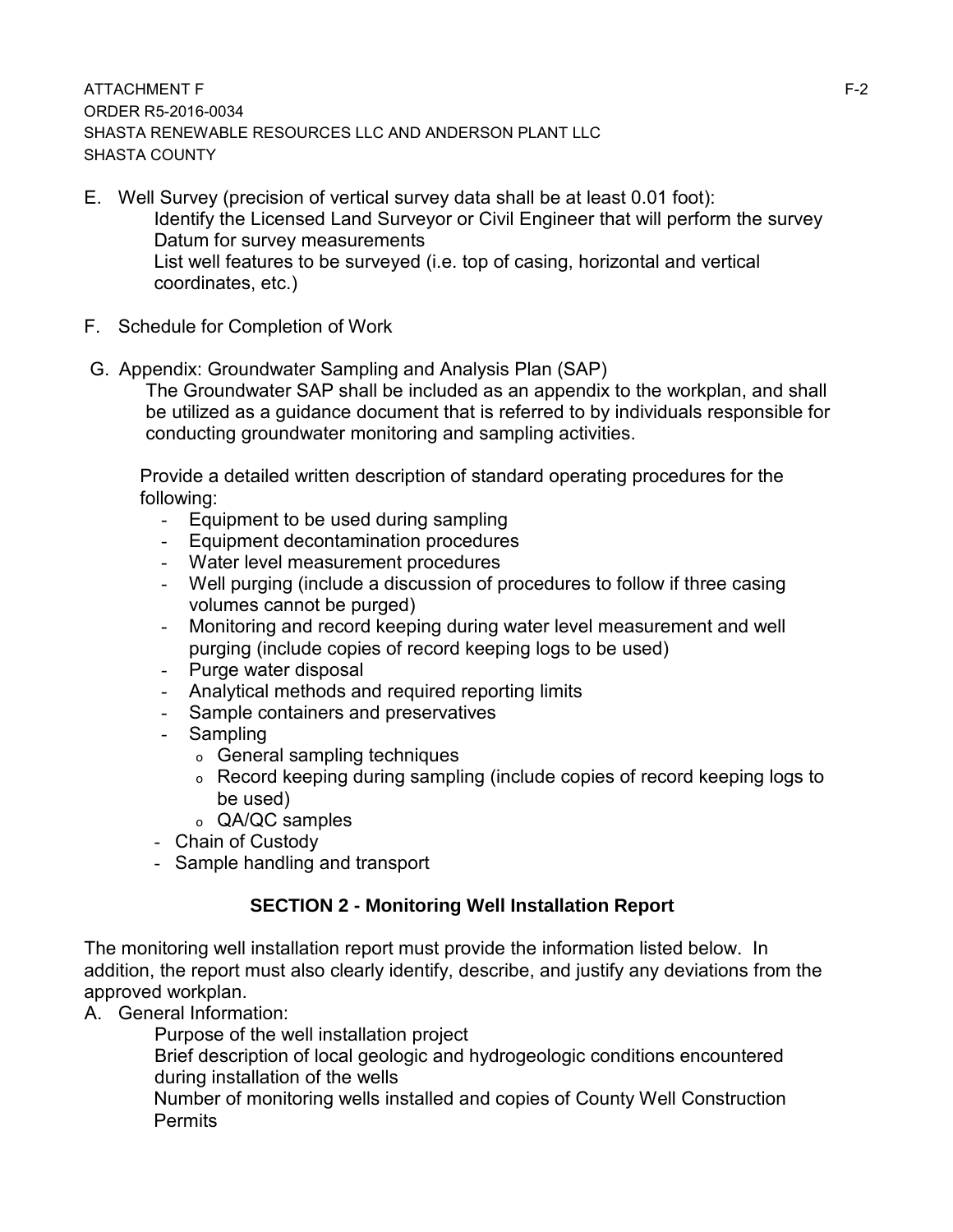E. Well Survey (precision of vertical survey data shall be at least 0.01 foot):

    Identify the Licensed Land Surveyor or Civil Engineer that will perform the survey

    Datum for survey measurements

    List well features to be surveyed (i.e. top of casing, horizontal and vertical coordinates, etc.)

F. Schedule for Completion of Work

G. Appendix: Groundwater Sampling and Analysis Plan (SAP)

    The Groundwater SAP shall be included as an appendix to the workplan, and shall be utilized as a guidance document that is referred to by individuals responsible for conducting groundwater monitoring and sampling activities.

    Provide a detailed written description of standard operating procedures for the following:

    - Equipment to be used during sampling
    - Equipment decontamination procedures
    - Water level measurement procedures
    - Well purging (include a discussion of procedures to follow if three casing volumes cannot be purged)
    - Monitoring and record keeping during water level measurement and well purging (include copies of record keeping logs to be used)
    - Purge water disposal
    - Analytical methods and required reporting limits
    - Sample containers and preservatives
    - Sampling
        - General sampling techniques
        - Record keeping during sampling (include copies of record keeping logs to be used)
        - QA/QC samples
    - Chain of Custody
    - Sample handling and transport

## SECTION 2 - Monitoring Well Installation Report

The monitoring well installation report must provide the information listed below. In addition, the report must also clearly identify, describe, and justify any deviations from the approved workplan.

A. General Information:

    Purpose of the well installation project

    Brief description of local geologic and hydrogeologic conditions encountered during installation of the wells

    Number of monitoring wells installed and copies of County Well Construction Permits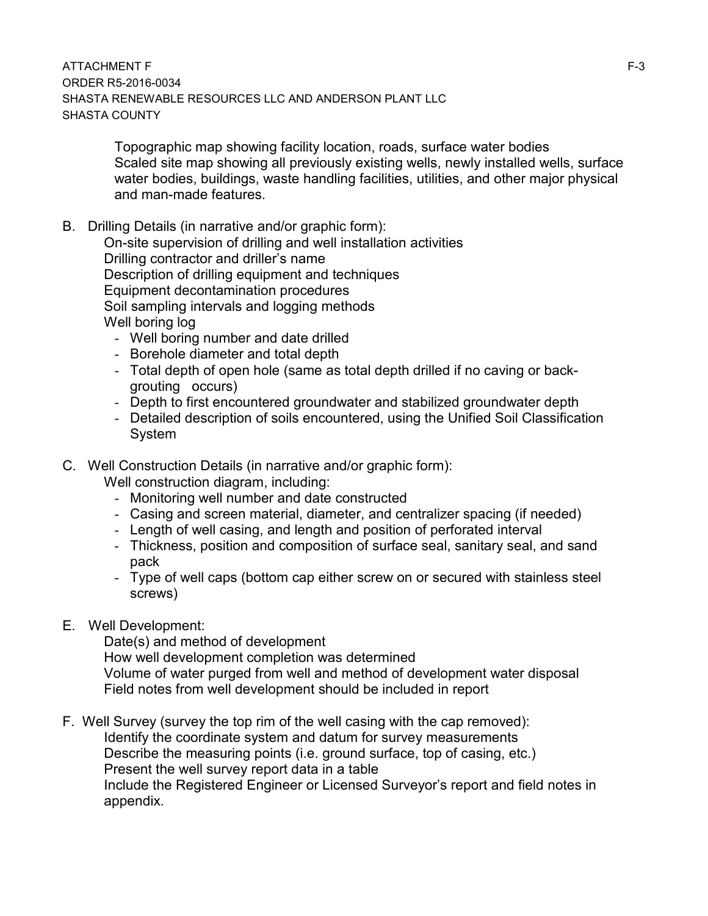Topographic map showing facility location, roads, surface water bodies
Scaled site map showing all previously existing wells, newly installed wells, surface water bodies, buildings, waste handling facilities, utilities, and other major physical and man-made features.

B. Drilling Details (in narrative and/or graphic form):

On-site supervision of drilling and well installation activities
Drilling contractor and driller's name
Description of drilling equipment and techniques
Equipment decontamination procedures
Soil sampling intervals and logging methods
Well boring log

- Well boring number and date drilled
- Borehole diameter and total depth
- Total depth of open hole (same as total depth drilled if no caving or back-grouting occurs)
- Depth to first encountered groundwater and stabilized groundwater depth
- Detailed description of soils encountered, using the Unified Soil Classification System

C. Well Construction Details (in narrative and/or graphic form):

Well construction diagram, including:

- Monitoring well number and date constructed
- Casing and screen material, diameter, and centralizer spacing (if needed)
- Length of well casing, and length and position of perforated interval
- Thickness, position and composition of surface seal, sanitary seal, and sand pack
- Type of well caps (bottom cap either screw on or secured with stainless steel screws)

E. Well Development:

Date(s) and method of development
How well development completion was determined
Volume of water purged from well and method of development water disposal
Field notes from well development should be included in report

F. Well Survey (survey the top rim of the well casing with the cap removed):

Identify the coordinate system and datum for survey measurements
Describe the measuring points (i.e. ground surface, top of casing, etc.)
Present the well survey report data in a table
Include the Registered Engineer or Licensed Surveyor's report and field notes in appendix.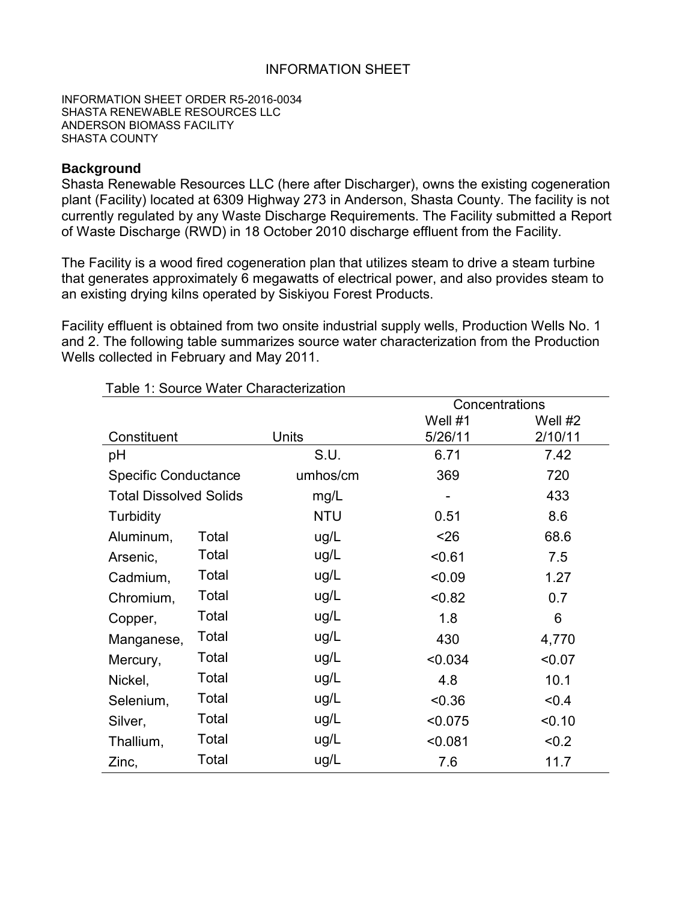# INFORMATION SHEET

INFORMATION SHEET ORDER R5-2016-0034
SHASTA RENEWABLE RESOURCES LLC
ANDERSON BIOMASS FACILITY
SHASTA COUNTY

**Background**

Shasta Renewable Resources LLC (here after Discharger), owns the existing cogeneration plant (Facility) located at 6309 Highway 273 in Anderson, Shasta County. The facility is not currently regulated by any Waste Discharge Requirements. The Facility submitted a Report of Waste Discharge (RWD) in 18 October 2010 discharge effluent from the Facility.

The Facility is a wood fired cogeneration plan that utilizes steam to drive a steam turbine that generates approximately 6 megawatts of electrical power, and also provides steam to an existing drying kilns operated by Siskiyou Forest Products.

Facility effluent is obtained from two onsite industrial supply wells, Production Wells No. 1 and 2. The following table summarizes source water characterization from the Production Wells collected in February and May 2011.

Table 1: Source Water Characterization

| | | | Concentrations | |
|---|---|---|---|---|
| Constituent | | Units | Well #1 5/26/11 | Well #2 2/10/11 |
| pH | | S.U. | 6.71 | 7.42 |
| Specific Conductance | | umhos/cm | 369 | 720 |
| Total Dissolved Solids | | mg/L | - | 433 |
| Turbidity | | NTU | 0.51 | 8.6 |
| Aluminum, | Total | ug/L | <26 | 68.6 |
| Arsenic, | Total | ug/L | <0.61 | 7.5 |
| Cadmium, | Total | ug/L | <0.09 | 1.27 |
| Chromium, | Total | ug/L | <0.82 | 0.7 |
| Copper, | Total | ug/L | 1.8 | 6 |
| Manganese, | Total | ug/L | 430 | 4,770 |
| Mercury, | Total | ug/L | <0.034 | <0.07 |
| Nickel, | Total | ug/L | 4.8 | 10.1 |
| Selenium, | Total | ug/L | <0.36 | <0.4 |
| Silver, | Total | ug/L | <0.075 | <0.10 |
| Thallium, | Total | ug/L | <0.081 | <0.2 |
| Zinc, | Total | ug/L | 7.6 | 11.7 |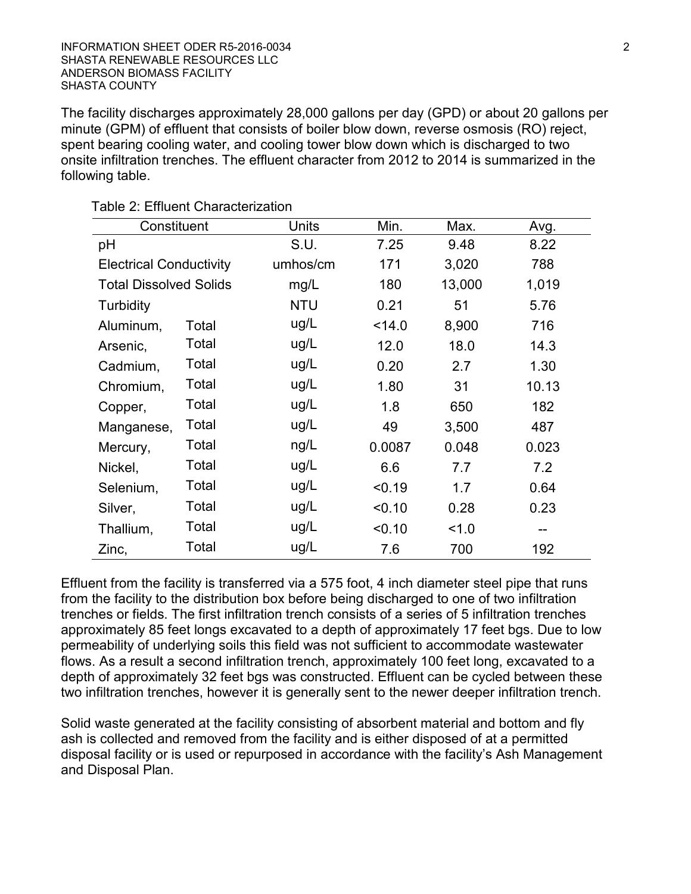The facility discharges approximately 28,000 gallons per day (GPD) or about 20 gallons per minute (GPM) of effluent that consists of boiler blow down, reverse osmosis (RO) reject, spent bearing cooling water, and cooling tower blow down which is discharged to two onsite infiltration trenches. The effluent character from 2012 to 2014 is summarized in the following table.

Table 2: Effluent Characterization

| Constituent | | Units | Min. | Max. | Avg. |
|---|---|---|---|---|---|
| pH | | S.U. | 7.25 | 9.48 | 8.22 |
| Electrical Conductivity | | umhos/cm | 171 | 3,020 | 788 |
| Total Dissolved Solids | | mg/L | 180 | 13,000 | 1,019 |
| Turbidity | | NTU | 0.21 | 51 | 5.76 |
| Aluminum, | Total | ug/L | <14.0 | 8,900 | 716 |
| Arsenic, | Total | ug/L | 12.0 | 18.0 | 14.3 |
| Cadmium, | Total | ug/L | 0.20 | 2.7 | 1.30 |
| Chromium, | Total | ug/L | 1.80 | 31 | 10.13 |
| Copper, | Total | ug/L | 1.8 | 650 | 182 |
| Manganese, | Total | ug/L | 49 | 3,500 | 487 |
| Mercury, | Total | ng/L | 0.0087 | 0.048 | 0.023 |
| Nickel, | Total | ug/L | 6.6 | 7.7 | 7.2 |
| Selenium, | Total | ug/L | <0.19 | 1.7 | 0.64 |
| Silver, | Total | ug/L | <0.10 | 0.28 | 0.23 |
| Thallium, | Total | ug/L | <0.10 | <1.0 | -- |
| Zinc, | Total | ug/L | 7.6 | 700 | 192 |

Effluent from the facility is transferred via a 575 foot, 4 inch diameter steel pipe that runs from the facility to the distribution box before being discharged to one of two infiltration trenches or fields. The first infiltration trench consists of a series of 5 infiltration trenches approximately 85 feet longs excavated to a depth of approximately 17 feet bgs. Due to low permeability of underlying soils this field was not sufficient to accommodate wastewater flows. As a result a second infiltration trench, approximately 100 feet long, excavated to a depth of approximately 32 feet bgs was constructed. Effluent can be cycled between these two infiltration trenches, however it is generally sent to the newer deeper infiltration trench.

Solid waste generated at the facility consisting of absorbent material and bottom and fly ash is collected and removed from the facility and is either disposed of at a permitted disposal facility or is used or repurposed in accordance with the facility's Ash Management and Disposal Plan.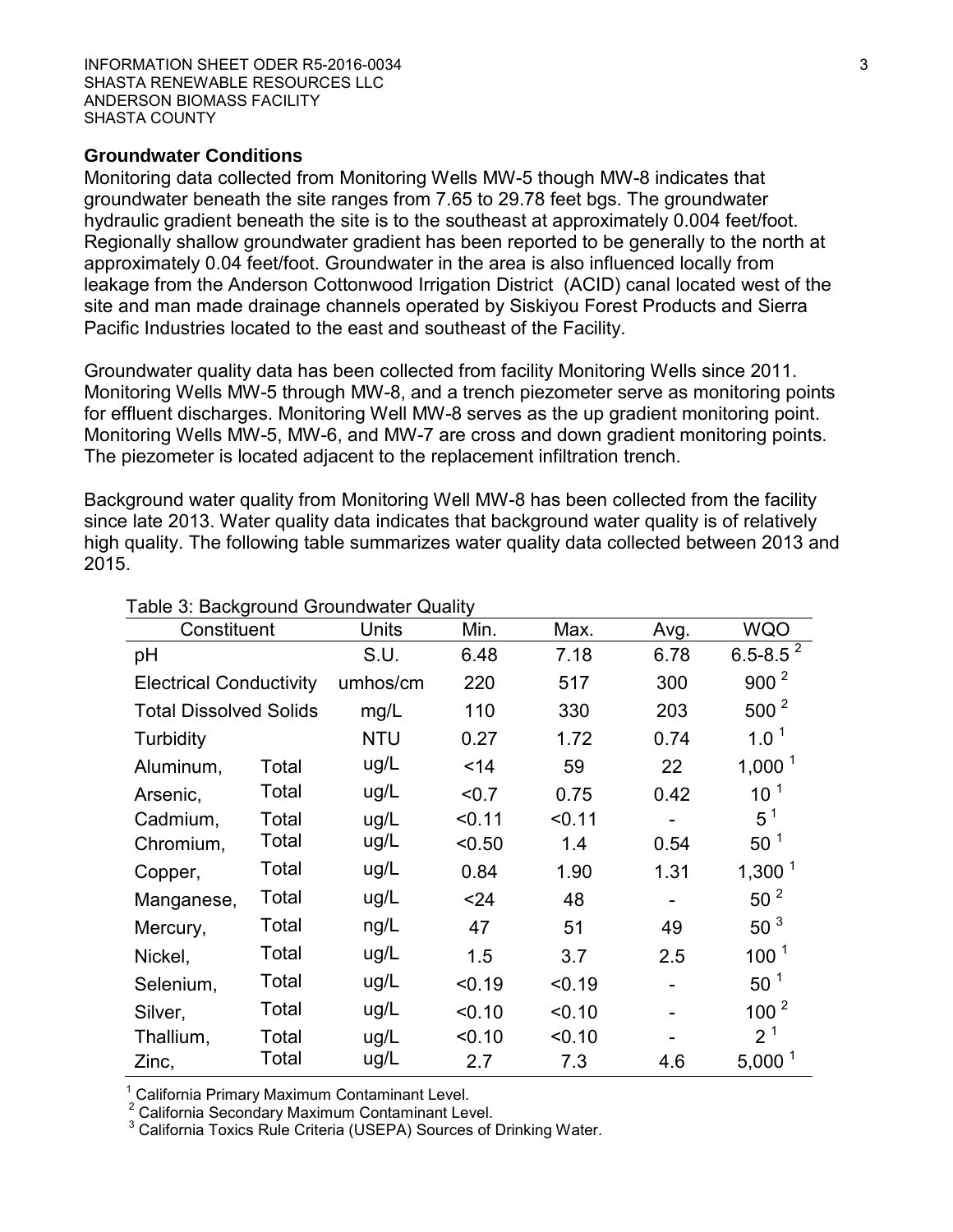### Groundwater Conditions

Monitoring data collected from Monitoring Wells MW-5 though MW-8 indicates that groundwater beneath the site ranges from 7.65 to 29.78 feet bgs. The groundwater hydraulic gradient beneath the site is to the southeast at approximately 0.004 feet/foot. Regionally shallow groundwater gradient has been reported to be generally to the north at approximately 0.04 feet/foot. Groundwater in the area is also influenced locally from leakage from the Anderson Cottonwood Irrigation District (ACID) canal located west of the site and man made drainage channels operated by Siskiyou Forest Products and Sierra Pacific Industries located to the east and southeast of the Facility.

Groundwater quality data has been collected from facility Monitoring Wells since 2011. Monitoring Wells MW-5 through MW-8, and a trench piezometer serve as monitoring points for effluent discharges. Monitoring Well MW-8 serves as the up gradient monitoring point. Monitoring Wells MW-5, MW-6, and MW-7 are cross and down gradient monitoring points. The piezometer is located adjacent to the replacement infiltration trench.

Background water quality from Monitoring Well MW-8 has been collected from the facility since late 2013. Water quality data indicates that background water quality is of relatively high quality. The following table summarizes water quality data collected between 2013 and 2015.

Table 3: Background Groundwater Quality

| Constituent | | Units | Min. | Max. | Avg. | WQO |
|---|---|---|---|---|---|---|
| pH | | S.U. | 6.48 | 7.18 | 6.78 | 6.5-8.5 [2] |
| Electrical Conductivity | | umhos/cm | 220 | 517 | 300 | 900 [2] |
| Total Dissolved Solids | | mg/L | 110 | 330 | 203 | 500 [2] |
| Turbidity | | NTU | 0.27 | 1.72 | 0.74 | 1.0 [1] |
| Aluminum, | Total | ug/L | <14 | 59 | 22 | 1,000 [1] |
| Arsenic, | Total | ug/L | <0.7 | 0.75 | 0.42 | 10 [1] |
| Cadmium, | Total | ug/L | <0.11 | <0.11 | - | 5 [1] |
| Chromium, | Total | ug/L | <0.50 | 1.4 | 0.54 | 50 [1] |
| Copper, | Total | ug/L | 0.84 | 1.90 | 1.31 | 1,300 [1] |
| Manganese, | Total | ug/L | <24 | 48 | - | 50 [2] |
| Mercury, | Total | ng/L | 47 | 51 | 49 | 50 [3] |
| Nickel, | Total | ug/L | 1.5 | 3.7 | 2.5 | 100 [1] |
| Selenium, | Total | ug/L | <0.19 | <0.19 | - | 50 [1] |
| Silver, | Total | ug/L | <0.10 | <0.10 | - | 100 [2] |
| Thallium, | Total | ug/L | <0.10 | <0.10 | - | 2 [1] |
| Zinc, | Total | ug/L | 2.7 | 7.3 | 4.6 | 5,000 [1] |

[1] California Primary Maximum Contaminant Level.
[2] California Secondary Maximum Contaminant Level.
[3] California Toxics Rule Criteria (USEPA) Sources of Drinking Water.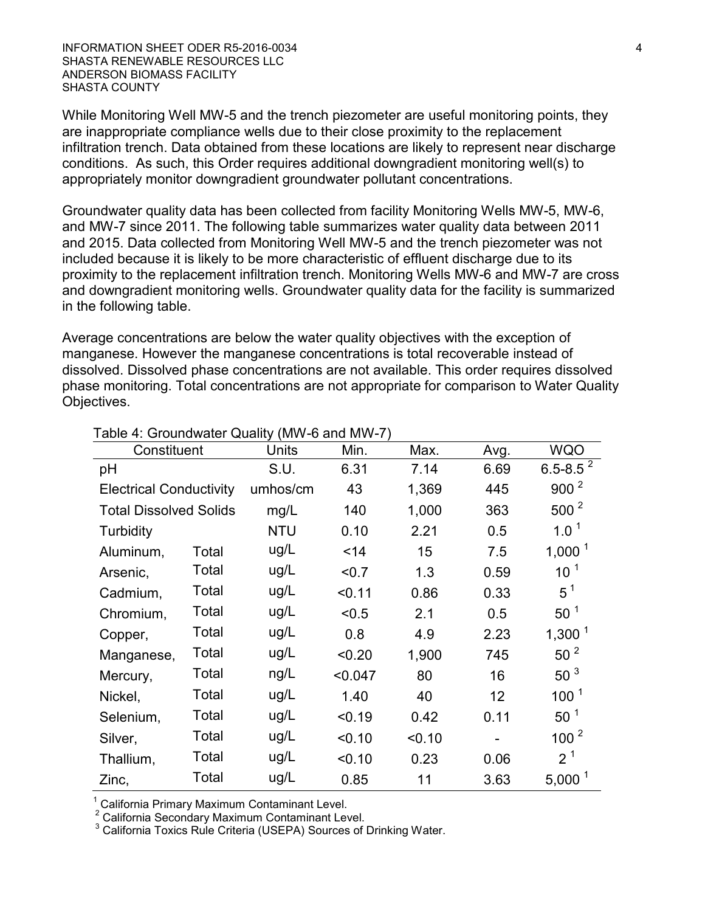While Monitoring Well MW-5 and the trench piezometer are useful monitoring points, they are inappropriate compliance wells due to their close proximity to the replacement infiltration trench. Data obtained from these locations are likely to represent near discharge conditions. As such, this Order requires additional downgradient monitoring well(s) to appropriately monitor downgradient groundwater pollutant concentrations.

Groundwater quality data has been collected from facility Monitoring Wells MW-5, MW-6, and MW-7 since 2011. The following table summarizes water quality data between 2011 and 2015. Data collected from Monitoring Well MW-5 and the trench piezometer was not included because it is likely to be more characteristic of effluent discharge due to its proximity to the replacement infiltration trench. Monitoring Wells MW-6 and MW-7 are cross and downgradient monitoring wells. Groundwater quality data for the facility is summarized in the following table.

Average concentrations are below the water quality objectives with the exception of manganese. However the manganese concentrations is total recoverable instead of dissolved. Dissolved phase concentrations are not available. This order requires dissolved phase monitoring. Total concentrations are not appropriate for comparison to Water Quality Objectives.

Table 4: Groundwater Quality (MW-6 and MW-7)

| Constituent | | Units | Min. | Max. | Avg. | WQO |
|---|---|---|---|---|---|---|
| pH | | S.U. | 6.31 | 7.14 | 6.69 | 6.5-8.5 [2] |
| Electrical Conductivity | | umhos/cm | 43 | 1,369 | 445 | 900 [2] |
| Total Dissolved Solids | | mg/L | 140 | 1,000 | 363 | 500 [2] |
| Turbidity | | NTU | 0.10 | 2.21 | 0.5 | 1.0 [1] |
| Aluminum, | Total | ug/L | <14 | 15 | 7.5 | 1,000 [1] |
| Arsenic, | Total | ug/L | <0.7 | 1.3 | 0.59 | 10 [1] |
| Cadmium, | Total | ug/L | <0.11 | 0.86 | 0.33 | 5 [1] |
| Chromium, | Total | ug/L | <0.5 | 2.1 | 0.5 | 50 [1] |
| Copper, | Total | ug/L | 0.8 | 4.9 | 2.23 | 1,300 [1] |
| Manganese, | Total | ug/L | <0.20 | 1,900 | 745 | 50 [2] |
| Mercury, | Total | ng/L | <0.047 | 80 | 16 | 50 [3] |
| Nickel, | Total | ug/L | 1.40 | 40 | 12 | 100 [1] |
| Selenium, | Total | ug/L | <0.19 | 0.42 | 0.11 | 50 [1] |
| Silver, | Total | ug/L | <0.10 | <0.10 | - | 100 [2] |
| Thallium, | Total | ug/L | <0.10 | 0.23 | 0.06 | 2 [1] |
| Zinc, | Total | ug/L | 0.85 | 11 | 3.63 | 5,000 [1] |

[1] California Primary Maximum Contaminant Level.

[2] California Secondary Maximum Contaminant Level.

[3] California Toxics Rule Criteria (USEPA) Sources of Drinking Water.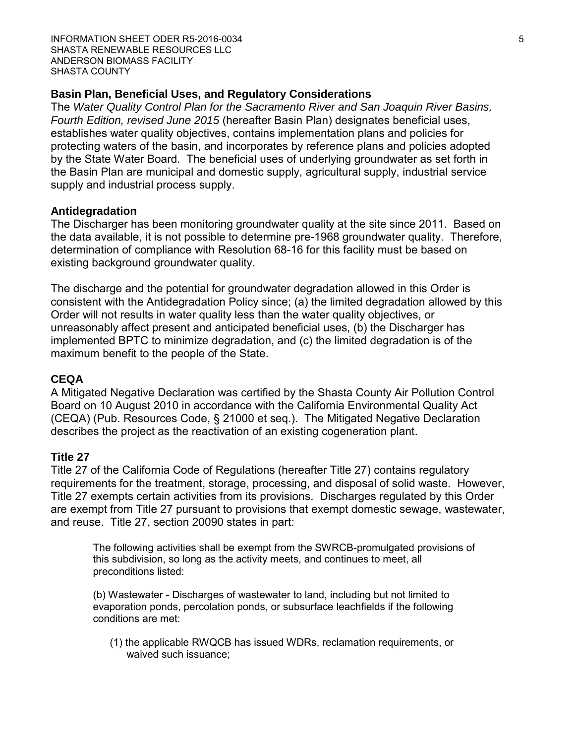### Basin Plan, Beneficial Uses, and Regulatory Considerations

The *Water Quality Control Plan for the Sacramento River and San Joaquin River Basins, Fourth Edition, revised June 2015* (hereafter Basin Plan) designates beneficial uses, establishes water quality objectives, contains implementation plans and policies for protecting waters of the basin, and incorporates by reference plans and policies adopted by the State Water Board. The beneficial uses of underlying groundwater as set forth in the Basin Plan are municipal and domestic supply, agricultural supply, industrial service supply and industrial process supply.

### Antidegradation

The Discharger has been monitoring groundwater quality at the site since 2011. Based on the data available, it is not possible to determine pre-1968 groundwater quality. Therefore, determination of compliance with Resolution 68-16 for this facility must be based on existing background groundwater quality.

The discharge and the potential for groundwater degradation allowed in this Order is consistent with the Antidegradation Policy since; (a) the limited degradation allowed by this Order will not results in water quality less than the water quality objectives, or unreasonably affect present and anticipated beneficial uses, (b) the Discharger has implemented BPTC to minimize degradation, and (c) the limited degradation is of the maximum benefit to the people of the State.

### CEQA

A Mitigated Negative Declaration was certified by the Shasta County Air Pollution Control Board on 10 August 2010 in accordance with the California Environmental Quality Act (CEQA) (Pub. Resources Code, § 21000 et seq.). The Mitigated Negative Declaration describes the project as the reactivation of an existing cogeneration plant.

### Title 27

Title 27 of the California Code of Regulations (hereafter Title 27) contains regulatory requirements for the treatment, storage, processing, and disposal of solid waste. However, Title 27 exempts certain activities from its provisions. Discharges regulated by this Order are exempt from Title 27 pursuant to provisions that exempt domestic sewage, wastewater, and reuse. Title 27, section 20090 states in part:

> The following activities shall be exempt from the SWRCB-promulgated provisions of this subdivision, so long as the activity meets, and continues to meet, all preconditions listed:
>
> (b) Wastewater - Discharges of wastewater to land, including but not limited to evaporation ponds, percolation ponds, or subsurface leachfields if the following conditions are met:
>
> (1) the applicable RWQCB has issued WDRs, reclamation requirements, or waived such issuance;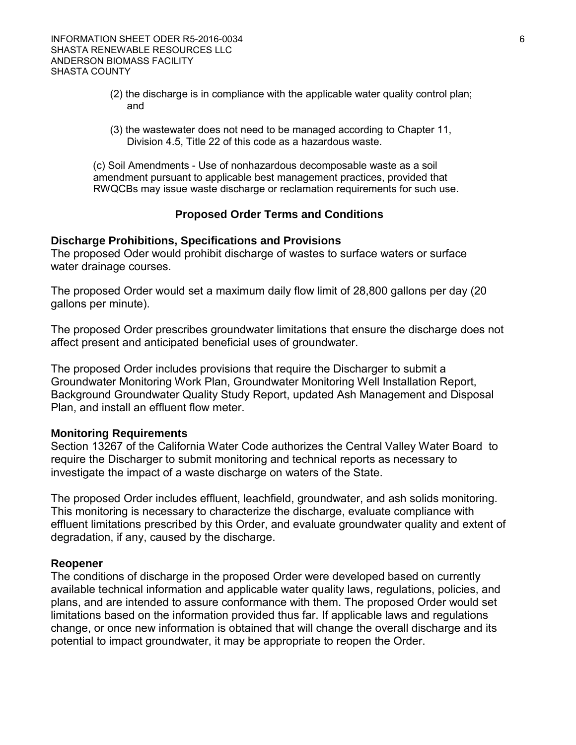(2) the discharge is in compliance with the applicable water quality control plan; and

(3) the wastewater does not need to be managed according to Chapter 11, Division 4.5, Title 22 of this code as a hazardous waste.

(c) Soil Amendments - Use of nonhazardous decomposable waste as a soil amendment pursuant to applicable best management practices, provided that RWQCBs may issue waste discharge or reclamation requirements for such use.

## Proposed Order Terms and Conditions

### Discharge Prohibitions, Specifications and Provisions

The proposed Oder would prohibit discharge of wastes to surface waters or surface water drainage courses.

The proposed Order would set a maximum daily flow limit of 28,800 gallons per day (20 gallons per minute).

The proposed Order prescribes groundwater limitations that ensure the discharge does not affect present and anticipated beneficial uses of groundwater.

The proposed Order includes provisions that require the Discharger to submit a Groundwater Monitoring Work Plan, Groundwater Monitoring Well Installation Report, Background Groundwater Quality Study Report, updated Ash Management and Disposal Plan, and install an effluent flow meter.

### Monitoring Requirements

Section 13267 of the California Water Code authorizes the Central Valley Water Board to require the Discharger to submit monitoring and technical reports as necessary to investigate the impact of a waste discharge on waters of the State.

The proposed Order includes effluent, leachfield, groundwater, and ash solids monitoring. This monitoring is necessary to characterize the discharge, evaluate compliance with effluent limitations prescribed by this Order, and evaluate groundwater quality and extent of degradation, if any, caused by the discharge.

### Reopener

The conditions of discharge in the proposed Order were developed based on currently available technical information and applicable water quality laws, regulations, policies, and plans, and are intended to assure conformance with them. The proposed Order would set limitations based on the information provided thus far. If applicable laws and regulations change, or once new information is obtained that will change the overall discharge and its potential to impact groundwater, it may be appropriate to reopen the Order.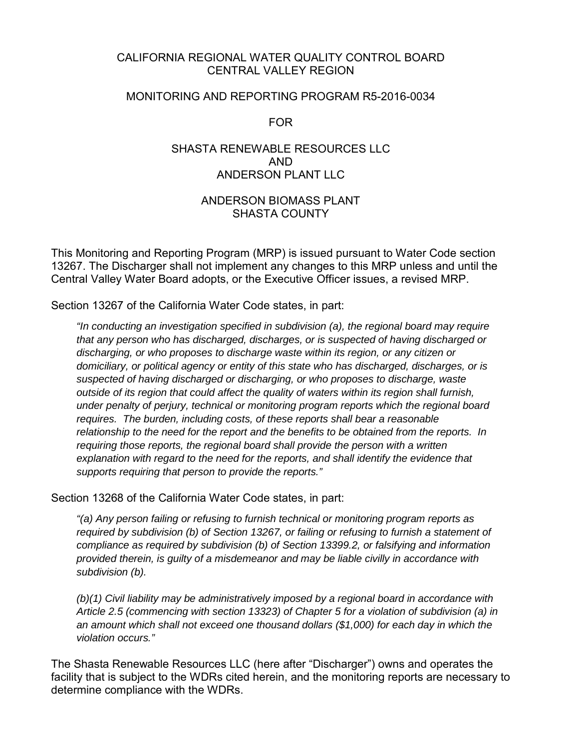CALIFORNIA REGIONAL WATER QUALITY CONTROL BOARD
CENTRAL VALLEY REGION

MONITORING AND REPORTING PROGRAM R5-2016-0034

FOR

SHASTA RENEWABLE RESOURCES LLC
AND
ANDERSON PLANT LLC

ANDERSON BIOMASS PLANT
SHASTA COUNTY

This Monitoring and Reporting Program (MRP) is issued pursuant to Water Code section 13267. The Discharger shall not implement any changes to this MRP unless and until the Central Valley Water Board adopts, or the Executive Officer issues, a revised MRP.

Section 13267 of the California Water Code states, in part:

> *"In conducting an investigation specified in subdivision (a), the regional board may require that any person who has discharged, discharges, or is suspected of having discharged or discharging, or who proposes to discharge waste within its region, or any citizen or domiciliary, or political agency or entity of this state who has discharged, discharges, or is suspected of having discharged or discharging, or who proposes to discharge, waste outside of its region that could affect the quality of waters within its region shall furnish, under penalty of perjury, technical or monitoring program reports which the regional board requires. The burden, including costs, of these reports shall bear a reasonable relationship to the need for the report and the benefits to be obtained from the reports. In requiring those reports, the regional board shall provide the person with a written explanation with regard to the need for the reports, and shall identify the evidence that supports requiring that person to provide the reports."*

Section 13268 of the California Water Code states, in part:

> *"(a) Any person failing or refusing to furnish technical or monitoring program reports as required by subdivision (b) of Section 13267, or failing or refusing to furnish a statement of compliance as required by subdivision (b) of Section 13399.2, or falsifying and information provided therein, is guilty of a misdemeanor and may be liable civilly in accordance with subdivision (b).*
>
> *(b)(1) Civil liability may be administratively imposed by a regional board in accordance with Article 2.5 (commencing with section 13323) of Chapter 5 for a violation of subdivision (a) in an amount which shall not exceed one thousand dollars ($1,000) for each day in which the violation occurs."*

The Shasta Renewable Resources LLC (here after "Discharger") owns and operates the facility that is subject to the WDRs cited herein, and the monitoring reports are necessary to determine compliance with the WDRs.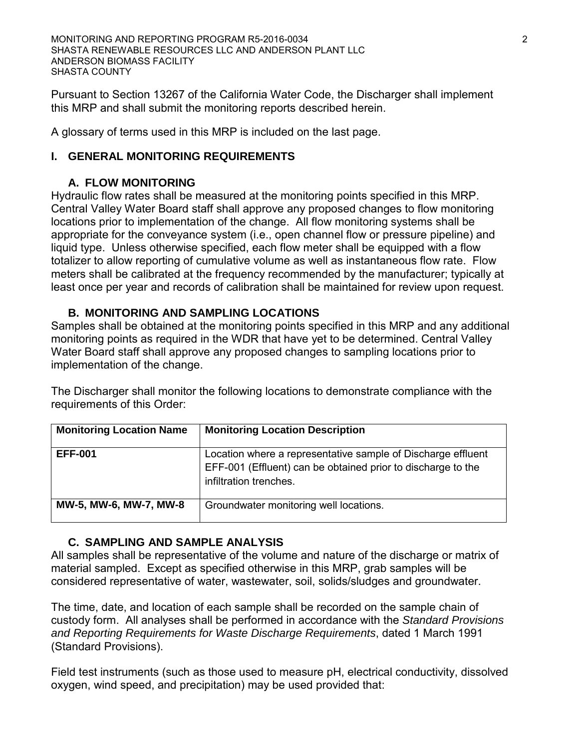Pursuant to Section 13267 of the California Water Code, the Discharger shall implement this MRP and shall submit the monitoring reports described herein.

A glossary of terms used in this MRP is included on the last page.

## I. GENERAL MONITORING REQUIREMENTS

### A. FLOW MONITORING

Hydraulic flow rates shall be measured at the monitoring points specified in this MRP. Central Valley Water Board staff shall approve any proposed changes to flow monitoring locations prior to implementation of the change. All flow monitoring systems shall be appropriate for the conveyance system (i.e., open channel flow or pressure pipeline) and liquid type. Unless otherwise specified, each flow meter shall be equipped with a flow totalizer to allow reporting of cumulative volume as well as instantaneous flow rate. Flow meters shall be calibrated at the frequency recommended by the manufacturer; typically at least once per year and records of calibration shall be maintained for review upon request.

### B. MONITORING AND SAMPLING LOCATIONS

Samples shall be obtained at the monitoring points specified in this MRP and any additional monitoring points as required in the WDR that have yet to be determined. Central Valley Water Board staff shall approve any proposed changes to sampling locations prior to implementation of the change.

The Discharger shall monitor the following locations to demonstrate compliance with the requirements of this Order:

| Monitoring Location Name | Monitoring Location Description |
|---|---|
| **EFF-001** | Location where a representative sample of Discharge effluent EFF-001 (Effluent) can be obtained prior to discharge to the infiltration trenches. |
| **MW-5, MW-6, MW-7, MW-8** | Groundwater monitoring well locations. |

### C. SAMPLING AND SAMPLE ANALYSIS

All samples shall be representative of the volume and nature of the discharge or matrix of material sampled. Except as specified otherwise in this MRP, grab samples will be considered representative of water, wastewater, soil, solids/sludges and groundwater.

The time, date, and location of each sample shall be recorded on the sample chain of custody form. All analyses shall be performed in accordance with the *Standard Provisions and Reporting Requirements for Waste Discharge Requirements*, dated 1 March 1991 (Standard Provisions).

Field test instruments (such as those used to measure pH, electrical conductivity, dissolved oxygen, wind speed, and precipitation) may be used provided that: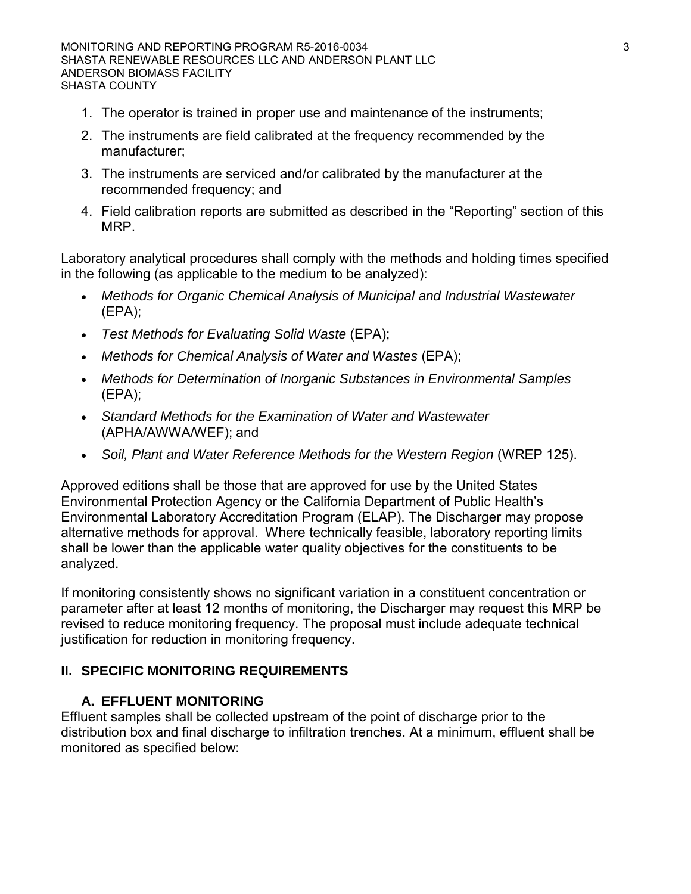1. The operator is trained in proper use and maintenance of the instruments;
2. The instruments are field calibrated at the frequency recommended by the manufacturer;
3. The instruments are serviced and/or calibrated by the manufacturer at the recommended frequency; and
4. Field calibration reports are submitted as described in the "Reporting" section of this MRP.

Laboratory analytical procedures shall comply with the methods and holding times specified in the following (as applicable to the medium to be analyzed):

- *Methods for Organic Chemical Analysis of Municipal and Industrial Wastewater* (EPA);
- *Test Methods for Evaluating Solid Waste* (EPA);
- *Methods for Chemical Analysis of Water and Wastes* (EPA);
- *Methods for Determination of Inorganic Substances in Environmental Samples* (EPA);
- *Standard Methods for the Examination of Water and Wastewater* (APHA/AWWA/WEF); and
- *Soil, Plant and Water Reference Methods for the Western Region* (WREP 125).

Approved editions shall be those that are approved for use by the United States Environmental Protection Agency or the California Department of Public Health's Environmental Laboratory Accreditation Program (ELAP). The Discharger may propose alternative methods for approval. Where technically feasible, laboratory reporting limits shall be lower than the applicable water quality objectives for the constituents to be analyzed.

If monitoring consistently shows no significant variation in a constituent concentration or parameter after at least 12 months of monitoring, the Discharger may request this MRP be revised to reduce monitoring frequency. The proposal must include adequate technical justification for reduction in monitoring frequency.

## II. SPECIFIC MONITORING REQUIREMENTS

### A. EFFLUENT MONITORING

Effluent samples shall be collected upstream of the point of discharge prior to the distribution box and final discharge to infiltration trenches. At a minimum, effluent shall be monitored as specified below: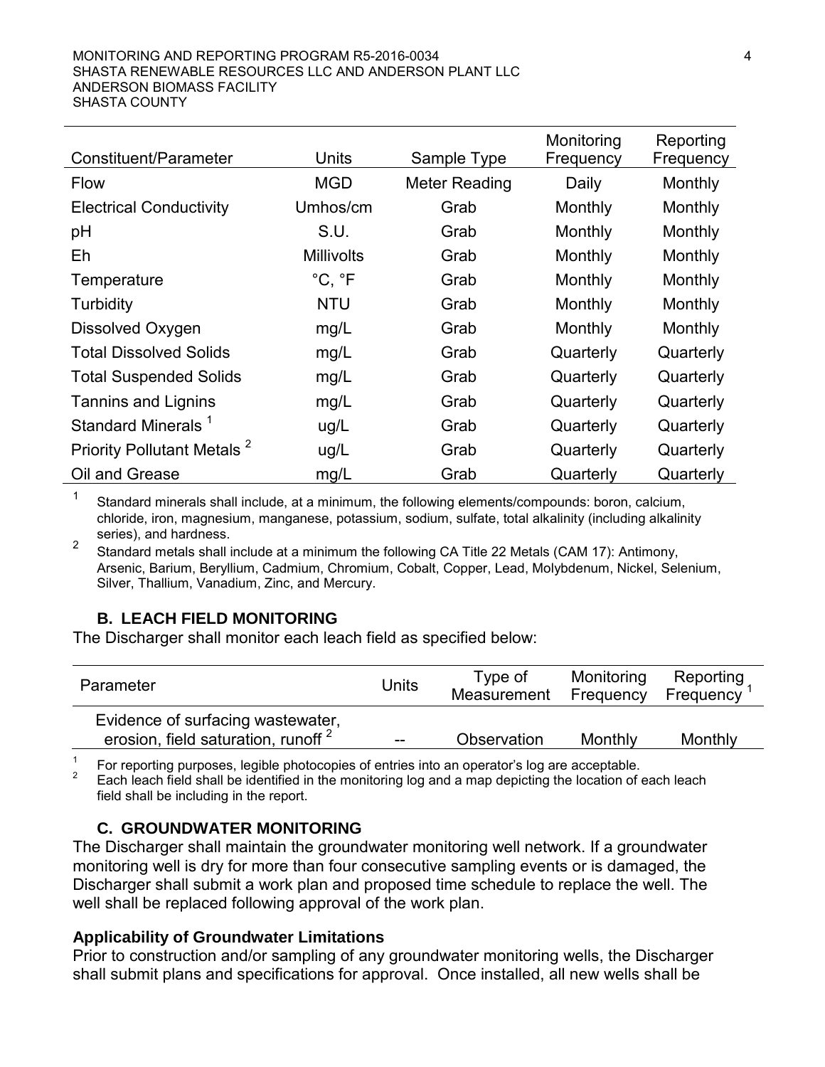| Constituent/Parameter | Units | Sample Type | Monitoring Frequency | Reporting Frequency |
|---|---|---|---|---|
| Flow | MGD | Meter Reading | Daily | Monthly |
| Electrical Conductivity | Umhos/cm | Grab | Monthly | Monthly |
| pH | S.U. | Grab | Monthly | Monthly |
| Eh | Millivolts | Grab | Monthly | Monthly |
| Temperature | °C, °F | Grab | Monthly | Monthly |
| Turbidity | NTU | Grab | Monthly | Monthly |
| Dissolved Oxygen | mg/L | Grab | Monthly | Monthly |
| Total Dissolved Solids | mg/L | Grab | Quarterly | Quarterly |
| Total Suspended Solids | mg/L | Grab | Quarterly | Quarterly |
| Tannins and Lignins | mg/L | Grab | Quarterly | Quarterly |
| Standard Minerals [1] | ug/L | Grab | Quarterly | Quarterly |
| Priority Pollutant Metals [2] | ug/L | Grab | Quarterly | Quarterly |
| Oil and Grease | mg/L | Grab | Quarterly | Quarterly |

[1] Standard minerals shall include, at a minimum, the following elements/compounds: boron, calcium, chloride, iron, magnesium, manganese, potassium, sodium, sulfate, total alkalinity (including alkalinity series), and hardness.

[2] Standard metals shall include at a minimum the following CA Title 22 Metals (CAM 17): Antimony, Arsenic, Barium, Beryllium, Cadmium, Chromium, Cobalt, Copper, Lead, Molybdenum, Nickel, Selenium, Silver, Thallium, Vanadium, Zinc, and Mercury.

### B. LEACH FIELD MONITORING

The Discharger shall monitor each leach field as specified below:

| Parameter | Units | Type of Measurement | Monitoring Frequency | Reporting Frequency [1] |
|---|---|---|---|---|
| Evidence of surfacing wastewater, erosion, field saturation, runoff [2] | -- | Observation | Monthly | Monthly |

[1] For reporting purposes, legible photocopies of entries into an operator's log are acceptable.

[2] Each leach field shall be identified in the monitoring log and a map depicting the location of each leach field shall be including in the report.

### C. GROUNDWATER MONITORING

The Discharger shall maintain the groundwater monitoring well network. If a groundwater monitoring well is dry for more than four consecutive sampling events or is damaged, the Discharger shall submit a work plan and proposed time schedule to replace the well. The well shall be replaced following approval of the work plan.

**Applicability of Groundwater Limitations**

Prior to construction and/or sampling of any groundwater monitoring wells, the Discharger shall submit plans and specifications for approval. Once installed, all new wells shall be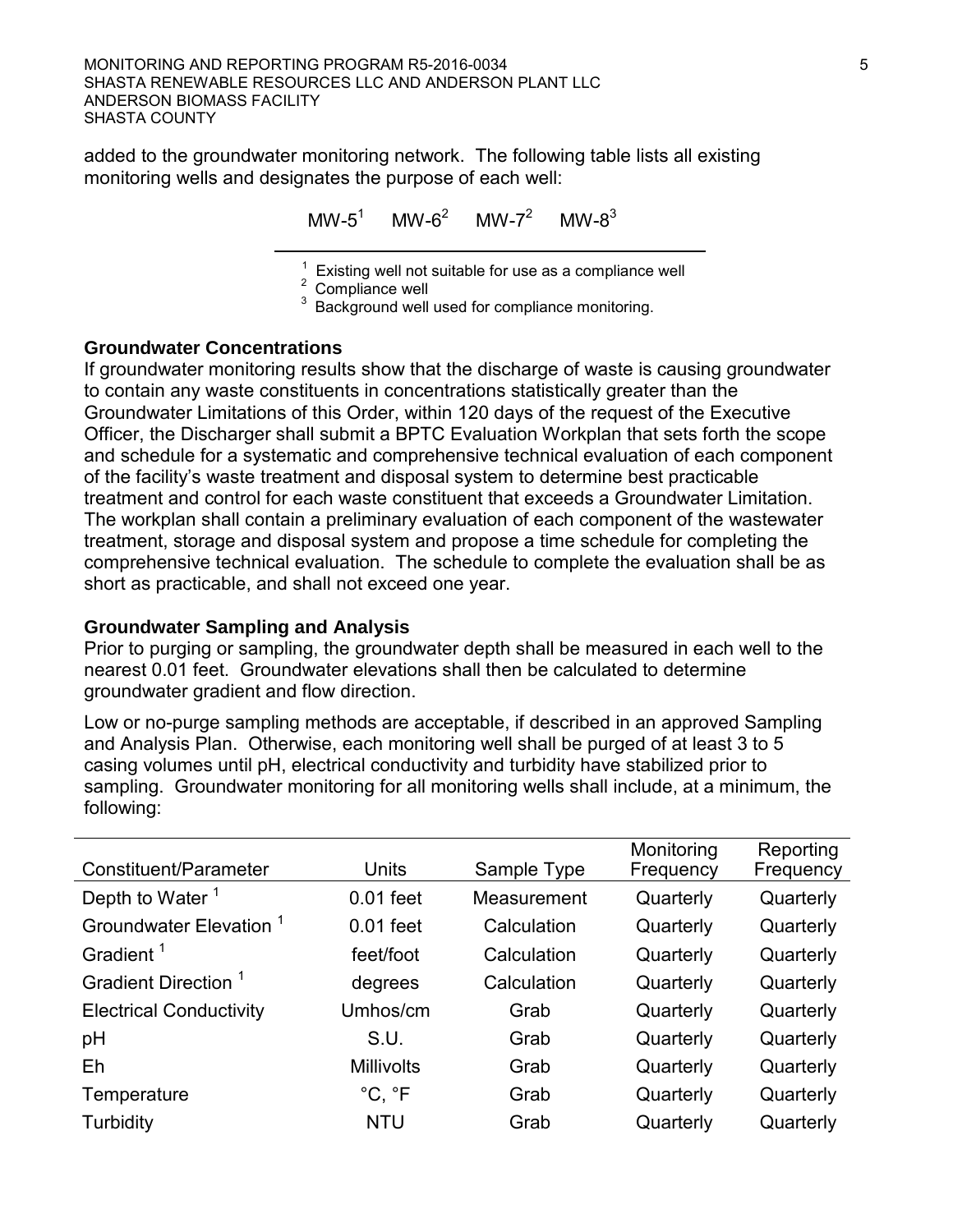added to the groundwater monitoring network. The following table lists all existing monitoring wells and designates the purpose of each well:

MW-5[1] MW-6[2] MW-7[2] MW-8[3]

[1] Existing well not suitable for use as a compliance well
[2] Compliance well
[3] Background well used for compliance monitoring.

**Groundwater Concentrations**

If groundwater monitoring results show that the discharge of waste is causing groundwater to contain any waste constituents in concentrations statistically greater than the Groundwater Limitations of this Order, within 120 days of the request of the Executive Officer, the Discharger shall submit a BPTC Evaluation Workplan that sets forth the scope and schedule for a systematic and comprehensive technical evaluation of each component of the facility's waste treatment and disposal system to determine best practicable treatment and control for each waste constituent that exceeds a Groundwater Limitation. The workplan shall contain a preliminary evaluation of each component of the wastewater treatment, storage and disposal system and propose a time schedule for completing the comprehensive technical evaluation. The schedule to complete the evaluation shall be as short as practicable, and shall not exceed one year.

**Groundwater Sampling and Analysis**

Prior to purging or sampling, the groundwater depth shall be measured in each well to the nearest 0.01 feet. Groundwater elevations shall then be calculated to determine groundwater gradient and flow direction.

Low or no-purge sampling methods are acceptable, if described in an approved Sampling and Analysis Plan. Otherwise, each monitoring well shall be purged of at least 3 to 5 casing volumes until pH, electrical conductivity and turbidity have stabilized prior to sampling. Groundwater monitoring for all monitoring wells shall include, at a minimum, the following:

| Constituent/Parameter | Units | Sample Type | Monitoring Frequency | Reporting Frequency |
|---|---|---|---|---|
| Depth to Water [1] | 0.01 feet | Measurement | Quarterly | Quarterly |
| Groundwater Elevation [1] | 0.01 feet | Calculation | Quarterly | Quarterly |
| Gradient [1] | feet/foot | Calculation | Quarterly | Quarterly |
| Gradient Direction [1] | degrees | Calculation | Quarterly | Quarterly |
| Electrical Conductivity | Umhos/cm | Grab | Quarterly | Quarterly |
| pH | S.U. | Grab | Quarterly | Quarterly |
| Eh | Millivolts | Grab | Quarterly | Quarterly |
| Temperature | °C, °F | Grab | Quarterly | Quarterly |
| Turbidity | NTU | Grab | Quarterly | Quarterly |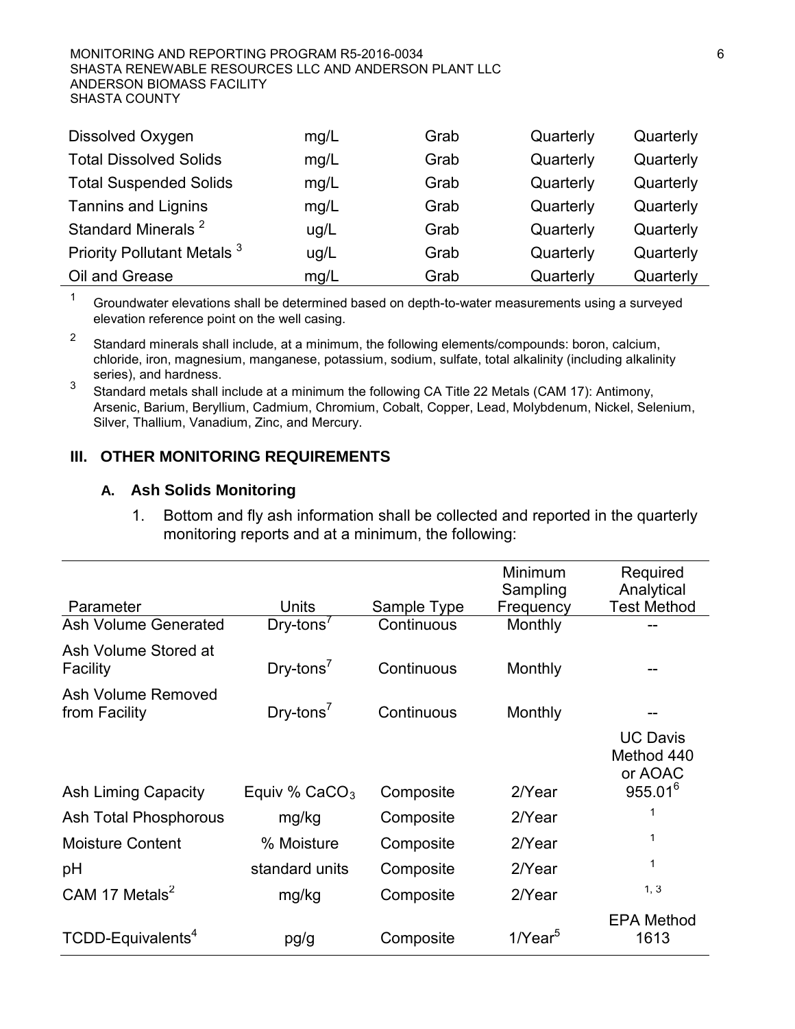| | | | | |
|---|---|---|---|---|
| Dissolved Oxygen | mg/L | Grab | Quarterly | Quarterly |
| Total Dissolved Solids | mg/L | Grab | Quarterly | Quarterly |
| Total Suspended Solids | mg/L | Grab | Quarterly | Quarterly |
| Tannins and Lignins | mg/L | Grab | Quarterly | Quarterly |
| Standard Minerals [2] | ug/L | Grab | Quarterly | Quarterly |
| Priority Pollutant Metals [3] | ug/L | Grab | Quarterly | Quarterly |
| Oil and Grease | mg/L | Grab | Quarterly | Quarterly |

[1] Groundwater elevations shall be determined based on depth-to-water measurements using a surveyed elevation reference point on the well casing.

[2] Standard minerals shall include, at a minimum, the following elements/compounds: boron, calcium, chloride, iron, magnesium, manganese, potassium, sodium, sulfate, total alkalinity (including alkalinity series), and hardness.

[3] Standard metals shall include at a minimum the following CA Title 22 Metals (CAM 17): Antimony, Arsenic, Barium, Beryllium, Cadmium, Chromium, Cobalt, Copper, Lead, Molybdenum, Nickel, Selenium, Silver, Thallium, Vanadium, Zinc, and Mercury.

## III. OTHER MONITORING REQUIREMENTS

### A. Ash Solids Monitoring

1. Bottom and fly ash information shall be collected and reported in the quarterly monitoring reports and at a minimum, the following:

| Parameter | Units | Sample Type | Minimum Sampling Frequency | Required Analytical Test Method |
|---|---|---|---|---|
| Ash Volume Generated | Dry-tons[7] | Continuous | Monthly | -- |
| Ash Volume Stored at Facility | Dry-tons[7] | Continuous | Monthly | -- |
| Ash Volume Removed from Facility | Dry-tons[7] | Continuous | Monthly | -- |
| Ash Liming Capacity | Equiv % $CaCO_3$ | Composite | 2/Year | UC Davis Method 440 or AOAC 955.01[6] |
| Ash Total Phosphorous | mg/kg | Composite | 2/Year | [1] |
| Moisture Content | % Moisture | Composite | 2/Year | [1] |
| pH | standard units | Composite | 2/Year | [1] |
| CAM 17 Metals[2] | mg/kg | Composite | 2/Year | [1, 3] |
| TCDD-Equivalents[4] | pg/g | Composite | 1/Year[5] | EPA Method 1613 |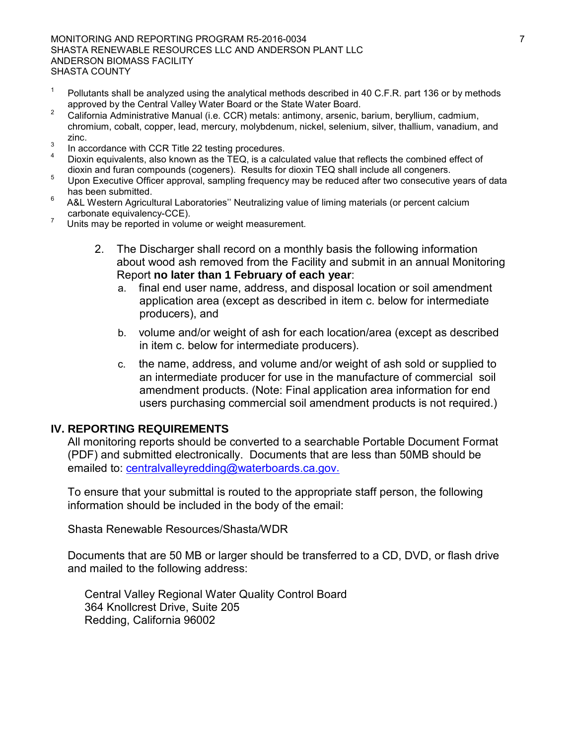[1] Pollutants shall be analyzed using the analytical methods described in 40 C.F.R. part 136 or by methods approved by the Central Valley Water Board or the State Water Board.

[2] California Administrative Manual (i.e. CCR) metals: antimony, arsenic, barium, beryllium, cadmium, chromium, cobalt, copper, lead, mercury, molybdenum, nickel, selenium, silver, thallium, vanadium, and zinc.

[3] In accordance with CCR Title 22 testing procedures.

[4] Dioxin equivalents, also known as the TEQ, is a calculated value that reflects the combined effect of dioxin and furan compounds (cogeners). Results for dioxin TEQ shall include all congeners.

[5] Upon Executive Officer approval, sampling frequency may be reduced after two consecutive years of data has been submitted.

[6] A&L Western Agricultural Laboratories'' Neutralizing value of liming materials (or percent calcium carbonate equivalency-CCE).

[7] Units may be reported in volume or weight measurement.

2. The Discharger shall record on a monthly basis the following information about wood ash removed from the Facility and submit in an annual Monitoring Report **no later than 1 February of each year**:
   a. final end user name, address, and disposal location or soil amendment application area (except as described in item c. below for intermediate producers), and
   b. volume and/or weight of ash for each location/area (except as described in item c. below for intermediate producers).
   c. the name, address, and volume and/or weight of ash sold or supplied to an intermediate producer for use in the manufacture of commercial soil amendment products. (Note: Final application area information for end users purchasing commercial soil amendment products is not required.)

## IV. REPORTING REQUIREMENTS

All monitoring reports should be converted to a searchable Portable Document Format (PDF) and submitted electronically. Documents that are less than 50MB should be emailed to: centralvalleyredding@waterboards.ca.gov.

To ensure that your submittal is routed to the appropriate staff person, the following information should be included in the body of the email:

Shasta Renewable Resources/Shasta/WDR

Documents that are 50 MB or larger should be transferred to a CD, DVD, or flash drive and mailed to the following address:

Central Valley Regional Water Quality Control Board
364 Knollcrest Drive, Suite 205
Redding, California 96002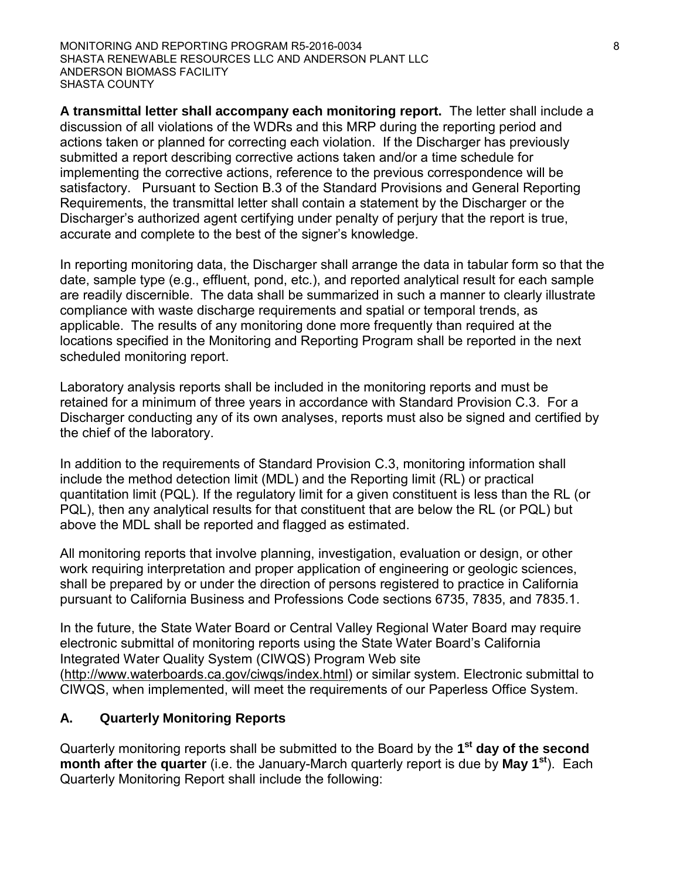**A transmittal letter shall accompany each monitoring report.** The letter shall include a discussion of all violations of the WDRs and this MRP during the reporting period and actions taken or planned for correcting each violation. If the Discharger has previously submitted a report describing corrective actions taken and/or a time schedule for implementing the corrective actions, reference to the previous correspondence will be satisfactory. Pursuant to Section B.3 of the Standard Provisions and General Reporting Requirements, the transmittal letter shall contain a statement by the Discharger or the Discharger's authorized agent certifying under penalty of perjury that the report is true, accurate and complete to the best of the signer's knowledge.

In reporting monitoring data, the Discharger shall arrange the data in tabular form so that the date, sample type (e.g., effluent, pond, etc.), and reported analytical result for each sample are readily discernible. The data shall be summarized in such a manner to clearly illustrate compliance with waste discharge requirements and spatial or temporal trends, as applicable. The results of any monitoring done more frequently than required at the locations specified in the Monitoring and Reporting Program shall be reported in the next scheduled monitoring report.

Laboratory analysis reports shall be included in the monitoring reports and must be retained for a minimum of three years in accordance with Standard Provision C.3. For a Discharger conducting any of its own analyses, reports must also be signed and certified by the chief of the laboratory.

In addition to the requirements of Standard Provision C.3, monitoring information shall include the method detection limit (MDL) and the Reporting limit (RL) or practical quantitation limit (PQL). If the regulatory limit for a given constituent is less than the RL (or PQL), then any analytical results for that constituent that are below the RL (or PQL) but above the MDL shall be reported and flagged as estimated.

All monitoring reports that involve planning, investigation, evaluation or design, or other work requiring interpretation and proper application of engineering or geologic sciences, shall be prepared by or under the direction of persons registered to practice in California pursuant to California Business and Professions Code sections 6735, 7835, and 7835.1.

In the future, the State Water Board or Central Valley Regional Water Board may require electronic submittal of monitoring reports using the State Water Board's California Integrated Water Quality System (CIWQS) Program Web site (http://www.waterboards.ca.gov/ciwqs/index.html) or similar system. Electronic submittal to CIWQS, when implemented, will meet the requirements of our Paperless Office System.

## A. Quarterly Monitoring Reports

Quarterly monitoring reports shall be submitted to the Board by the **1st day of the second month after the quarter** (i.e. the January-March quarterly report is due by **May 1st**). Each Quarterly Monitoring Report shall include the following: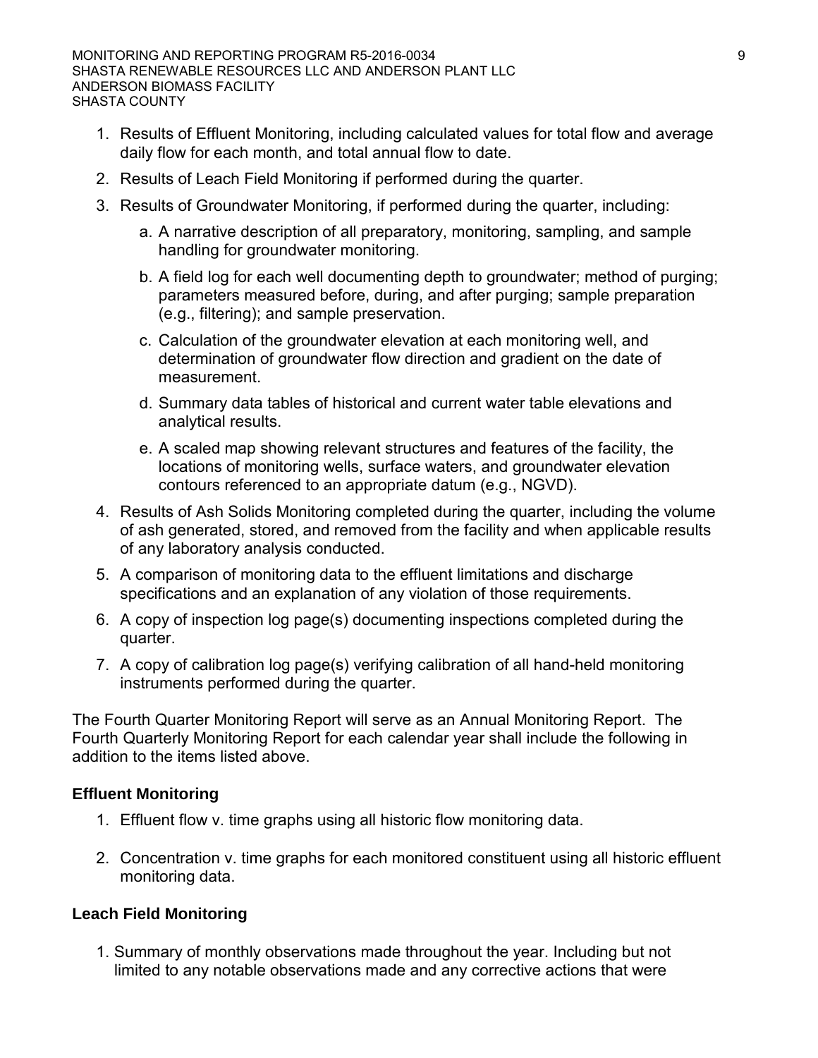1. Results of Effluent Monitoring, including calculated values for total flow and average daily flow for each month, and total annual flow to date.
2. Results of Leach Field Monitoring if performed during the quarter.
3. Results of Groundwater Monitoring, if performed during the quarter, including:
   a. A narrative description of all preparatory, monitoring, sampling, and sample handling for groundwater monitoring.
   b. A field log for each well documenting depth to groundwater; method of purging; parameters measured before, during, and after purging; sample preparation (e.g., filtering); and sample preservation.
   c. Calculation of the groundwater elevation at each monitoring well, and determination of groundwater flow direction and gradient on the date of measurement.
   d. Summary data tables of historical and current water table elevations and analytical results.
   e. A scaled map showing relevant structures and features of the facility, the locations of monitoring wells, surface waters, and groundwater elevation contours referenced to an appropriate datum (e.g., NGVD).
4. Results of Ash Solids Monitoring completed during the quarter, including the volume of ash generated, stored, and removed from the facility and when applicable results of any laboratory analysis conducted.
5. A comparison of monitoring data to the effluent limitations and discharge specifications and an explanation of any violation of those requirements.
6. A copy of inspection log page(s) documenting inspections completed during the quarter.
7. A copy of calibration log page(s) verifying calibration of all hand-held monitoring instruments performed during the quarter.

The Fourth Quarter Monitoring Report will serve as an Annual Monitoring Report. The Fourth Quarterly Monitoring Report for each calendar year shall include the following in addition to the items listed above.

**Effluent Monitoring**

1. Effluent flow v. time graphs using all historic flow monitoring data.

2. Concentration v. time graphs for each monitored constituent using all historic effluent monitoring data.

**Leach Field Monitoring**

1. Summary of monthly observations made throughout the year. Including but not limited to any notable observations made and any corrective actions that were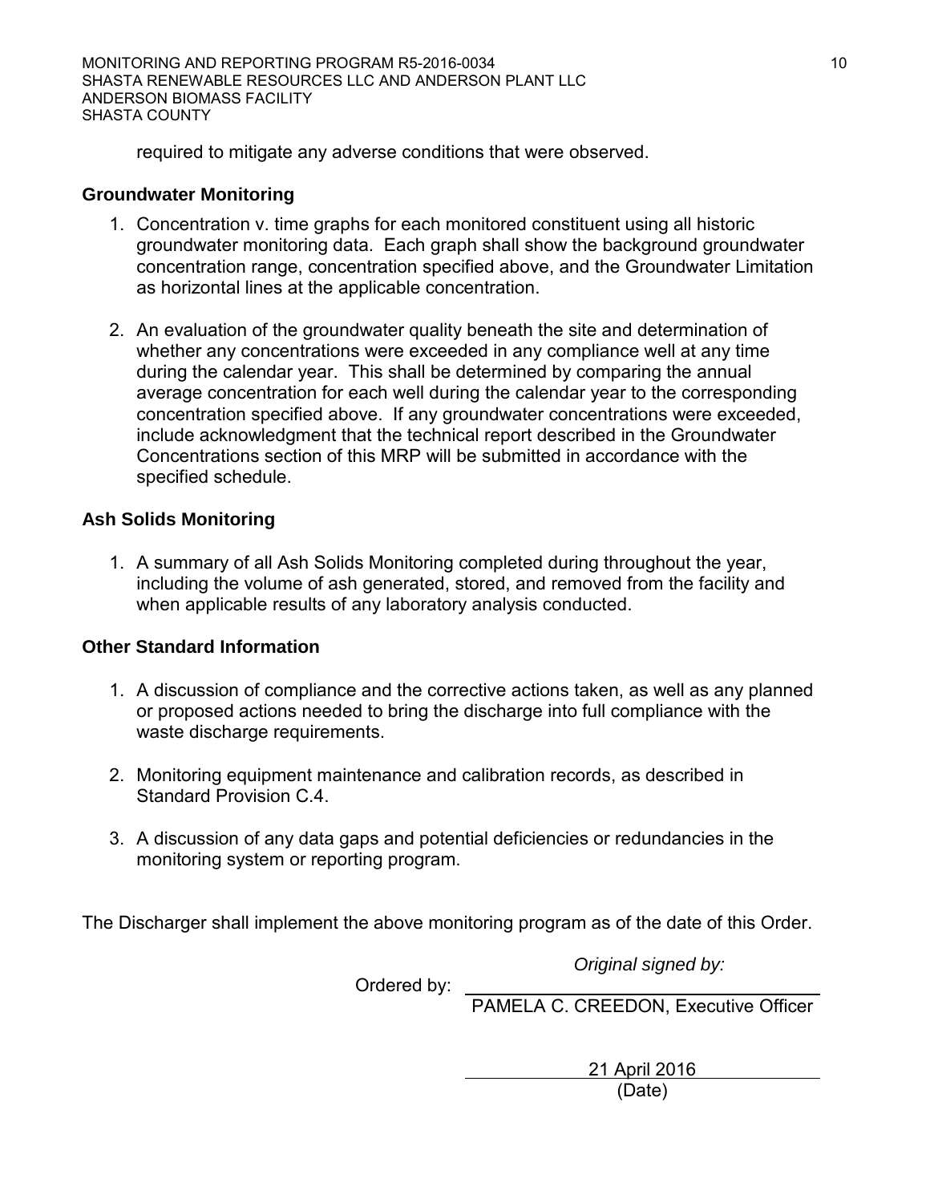required to mitigate any adverse conditions that were observed.

**Groundwater Monitoring**

1. Concentration v. time graphs for each monitored constituent using all historic groundwater monitoring data. Each graph shall show the background groundwater concentration range, concentration specified above, and the Groundwater Limitation as horizontal lines at the applicable concentration.

2. An evaluation of the groundwater quality beneath the site and determination of whether any concentrations were exceeded in any compliance well at any time during the calendar year. This shall be determined by comparing the annual average concentration for each well during the calendar year to the corresponding concentration specified above. If any groundwater concentrations were exceeded, include acknowledgment that the technical report described in the Groundwater Concentrations section of this MRP will be submitted in accordance with the specified schedule.

**Ash Solids Monitoring**

1. A summary of all Ash Solids Monitoring completed during throughout the year, including the volume of ash generated, stored, and removed from the facility and when applicable results of any laboratory analysis conducted.

**Other Standard Information**

1. A discussion of compliance and the corrective actions taken, as well as any planned or proposed actions needed to bring the discharge into full compliance with the waste discharge requirements.

2. Monitoring equipment maintenance and calibration records, as described in Standard Provision C.4.

3. A discussion of any data gaps and potential deficiencies or redundancies in the monitoring system or reporting program.

The Discharger shall implement the above monitoring program as of the date of this Order.

*Original signed by:*

Ordered by: ______________________________
PAMELA C. CREEDON, Executive Officer

21 April 2016
(Date)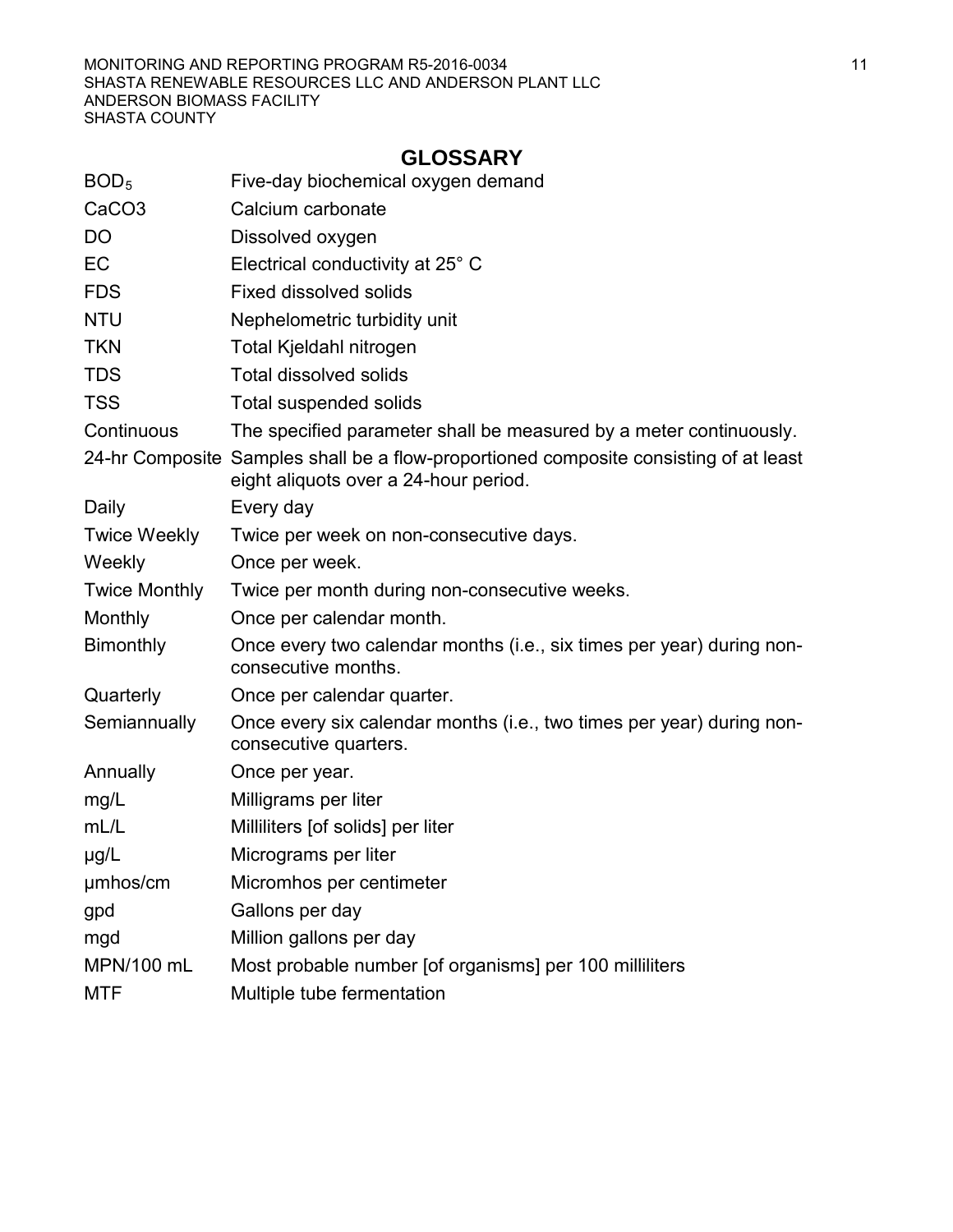# GLOSSARY

| | |
|---|---|
| $BOD_5$ | Five-day biochemical oxygen demand |
| CaCO3 | Calcium carbonate |
| DO | Dissolved oxygen |
| EC | Electrical conductivity at 25° C |
| FDS | Fixed dissolved solids |
| NTU | Nephelometric turbidity unit |
| TKN | Total Kjeldahl nitrogen |
| TDS | Total dissolved solids |
| TSS | Total suspended solids |
| Continuous | The specified parameter shall be measured by a meter continuously. |
| 24-hr Composite | Samples shall be a flow-proportioned composite consisting of at least eight aliquots over a 24-hour period. |
| Daily | Every day |
| Twice Weekly | Twice per week on non-consecutive days. |
| Weekly | Once per week. |
| Twice Monthly | Twice per month during non-consecutive weeks. |
| Monthly | Once per calendar month. |
| Bimonthly | Once every two calendar months (i.e., six times per year) during non-consecutive months. |
| Quarterly | Once per calendar quarter. |
| Semiannually | Once every six calendar months (i.e., two times per year) during non-consecutive quarters. |
| Annually | Once per year. |
| mg/L | Milligrams per liter |
| mL/L | Milliliters [of solids] per liter |
| µg/L | Micrograms per liter |
| µmhos/cm | Micromhos per centimeter |
| gpd | Gallons per day |
| mgd | Million gallons per day |
| MPN/100 mL | Most probable number [of organisms] per 100 milliliters |
| MTF | Multiple tube fermentation |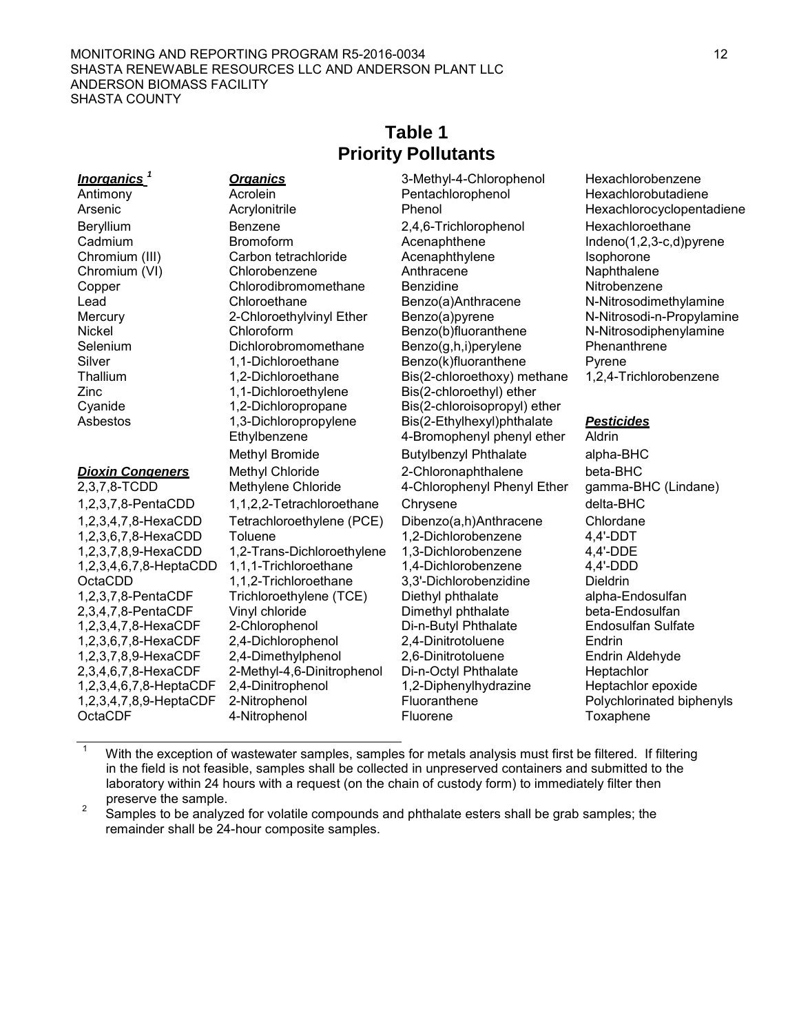# Table 1
# Priority Pollutants

***Inorganics*** [1]

Antimony
Arsenic
Beryllium
Cadmium
Chromium (III)
Chromium (VI)
Copper
Lead
Mercury
Nickel
Selenium
Silver
Thallium
Zinc
Cyanide
Asbestos

***Dioxin Congeners***

2,3,7,8-TCDD
1,2,3,7,8-PentaCDD
1,2,3,4,7,8-HexaCDD
1,2,3,6,7,8-HexaCDD
1,2,3,7,8,9-HexaCDD
1,2,3,4,6,7,8-HeptaCDD
OctaCDD
1,2,3,7,8-PentaCDF
2,3,4,7,8-PentaCDF
1,2,3,4,7,8-HexaCDF
1,2,3,6,7,8-HexaCDF
1,2,3,7,8,9-HexaCDF
2,3,4,6,7,8-HexaCDF
1,2,3,4,6,7,8-HeptaCDF
1,2,3,4,7,8,9-HeptaCDF
OctaCDF

***Organics***

Acrolein
Acrylonitrile
Benzene
Bromoform
Carbon tetrachloride
Chlorobenzene
Chlorodibromomethane
Chloroethane
2-Chloroethylvinyl Ether
Chloroform
Dichlorobromomethane
1,1-Dichloroethane
1,2-Dichloroethane
1,1-Dichloroethylene
1,2-Dichloropropane
1,3-Dichloropropylene
Ethylbenzene
Methyl Bromide
Methyl Chloride
Methylene Chloride
1,1,2,2-Tetrachloroethane
Tetrachloroethylene (PCE)
Toluene
1,2-Trans-Dichloroethylene
1,1,1-Trichloroethane
1,1,2-Trichloroethane
Trichloroethylene (TCE)
Vinyl chloride
2-Chlorophenol
2,4-Dichlorophenol
2,4-Dimethylphenol
2-Methyl-4,6-Dinitrophenol
2,4-Dinitrophenol
2-Nitrophenol
4-Nitrophenol
3-Methyl-4-Chlorophenol
Pentachlorophenol
Phenol
2,4,6-Trichlorophenol
Acenaphthene
Acenaphthylene
Anthracene
Benzidine
Benzo(a)Anthracene
Benzo(a)pyrene
Benzo(b)fluoranthene
Benzo(g,h,i)perylene
Benzo(k)fluoranthene
Bis(2-chloroethoxy) methane
Bis(2-chloroethyl) ether
Bis(2-chloroisopropyl) ether
Bis(2-Ethylhexyl)phthalate
4-Bromophenyl phenyl ether
Butylbenzyl Phthalate
2-Chloronaphthalene
4-Chlorophenyl Phenyl Ether
Chrysene
Dibenzo(a,h)Anthracene
1,2-Dichlorobenzene
1,3-Dichlorobenzene
1,4-Dichlorobenzene
3,3'-Dichlorobenzidine
Diethyl phthalate
Dimethyl phthalate
Di-n-Butyl Phthalate
2,4-Dinitrotoluene
2,6-Dinitrotoluene
Di-n-Octyl Phthalate
1,2-Diphenylhydrazine
Fluoranthene
Fluorene
Hexachlorobenzene
Hexachlorobutadiene
Hexachlorocyclopentadiene
Hexachloroethane
Indeno(1,2,3-c,d)pyrene
Isophorone
Naphthalene
Nitrobenzene
N-Nitrosodimethylamine
N-Nitrosodi-n-Propylamine
N-Nitrosodiphenylamine
Phenanthrene
Pyrene
1,2,4-Trichlorobenzene

***Pesticides***

Aldrin
alpha-BHC
beta-BHC
gamma-BHC (Lindane)
delta-BHC
Chlordane
4,4'-DDT
4,4'-DDE
4,4'-DDD
Dieldrin
alpha-Endosulfan
beta-Endosulfan
Endosulfan Sulfate
Endrin
Endrin Aldehyde
Heptachlor
Heptachlor epoxide
Polychlorinated biphenyls
Toxaphene

---

[1] With the exception of wastewater samples, samples for metals analysis must first be filtered. If filtering in the field is not feasible, samples shall be collected in unpreserved containers and submitted to the laboratory within 24 hours with a request (on the chain of custody form) to immediately filter then preserve the sample.

[2] Samples to be analyzed for volatile compounds and phthalate esters shall be grab samples; the remainder shall be 24-hour composite samples.